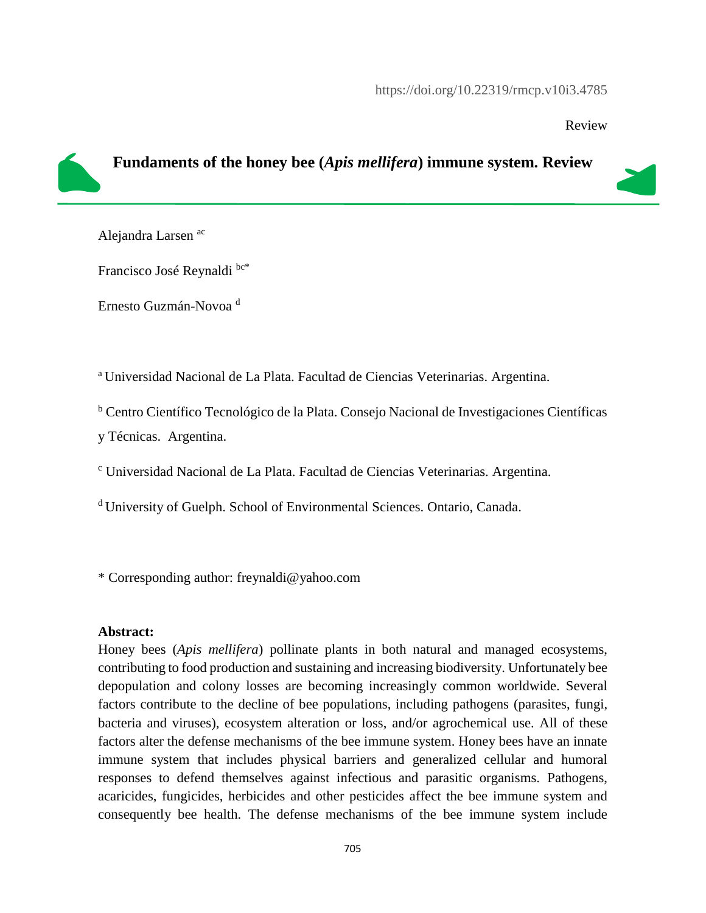https://doi.org/10.22319/rmcp.v10i3.4785

Review

# Fundaments of the honey bee (*Apis mellifera*) immune system. Review

Alejandra Larsen [ac]

Francisco José Reynaldi [bc*]

Ernesto Guzmán-Novoa [d]

[a] Universidad Nacional de La Plata. Facultad de Ciencias Veterinarias. Argentina.

[b] Centro Científico Tecnológico de la Plata. Consejo Nacional de Investigaciones Científicas y Técnicas. Argentina.

[c] Universidad Nacional de La Plata. Facultad de Ciencias Veterinarias. Argentina.

[d] University of Guelph. School of Environmental Sciences. Ontario, Canada.

* Corresponding author: freynaldi@yahoo.com

**Abstract:**

Honey bees (*Apis mellifera*) pollinate plants in both natural and managed ecosystems, contributing to food production and sustaining and increasing biodiversity. Unfortunately bee depopulation and colony losses are becoming increasingly common worldwide. Several factors contribute to the decline of bee populations, including pathogens (parasites, fungi, bacteria and viruses), ecosystem alteration or loss, and/or agrochemical use. All of these factors alter the defense mechanisms of the bee immune system. Honey bees have an innate immune system that includes physical barriers and generalized cellular and humoral responses to defend themselves against infectious and parasitic organisms. Pathogens, acaricides, fungicides, herbicides and other pesticides affect the bee immune system and consequently bee health. The defense mechanisms of the bee immune system include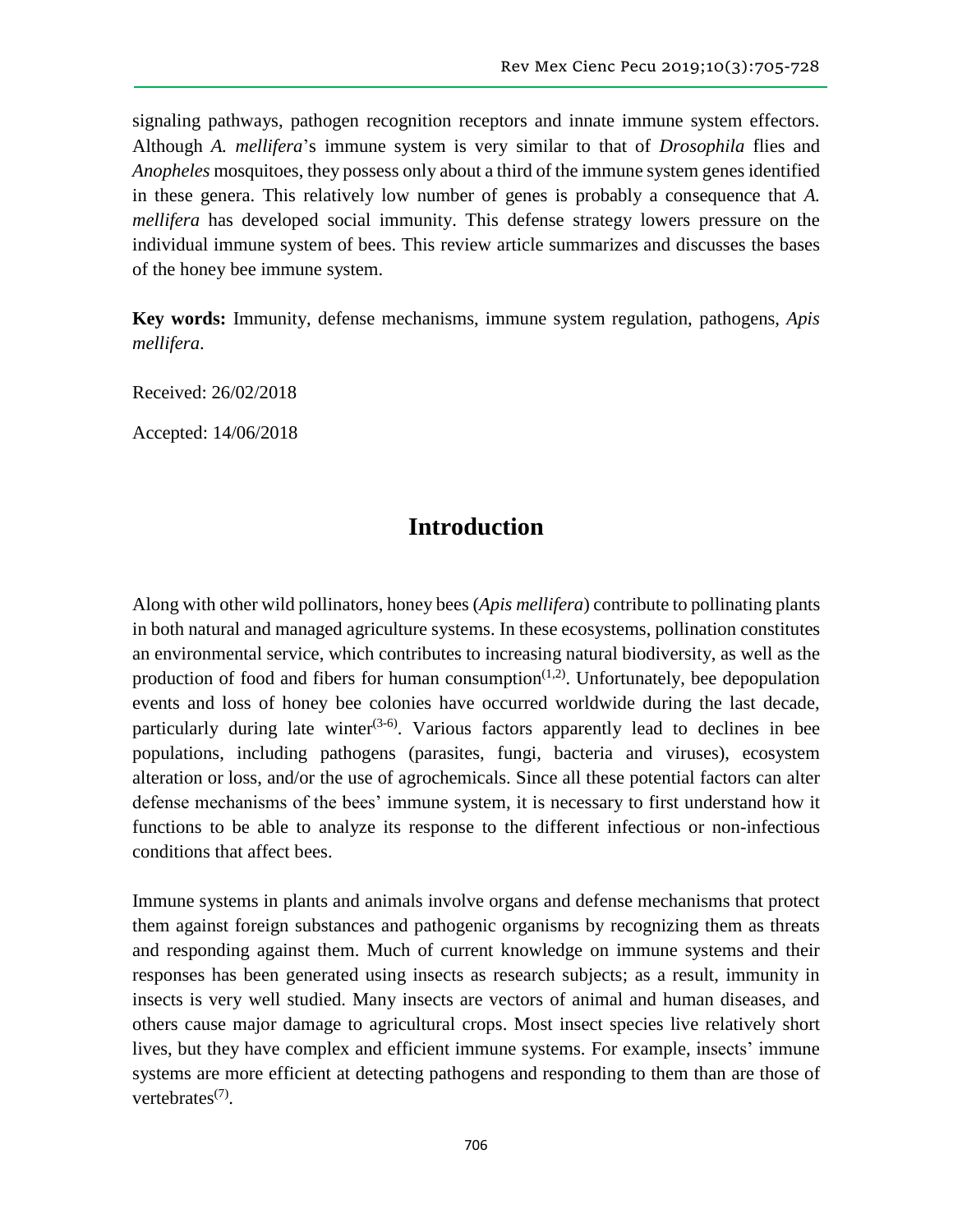signaling pathways, pathogen recognition receptors and innate immune system effectors. Although *A. mellifera*'s immune system is very similar to that of *Drosophila* flies and *Anopheles* mosquitoes, they possess only about a third of the immune system genes identified in these genera. This relatively low number of genes is probably a consequence that *A. mellifera* has developed social immunity. This defense strategy lowers pressure on the individual immune system of bees. This review article summarizes and discusses the bases of the honey bee immune system.

**Key words:** Immunity, defense mechanisms, immune system regulation, pathogens, *Apis mellifera*.

Received: 26/02/2018

Accepted: 14/06/2018

# Introduction

Along with other wild pollinators, honey bees (*Apis mellifera*) contribute to pollinating plants in both natural and managed agriculture systems. In these ecosystems, pollination constitutes an environmental service, which contributes to increasing natural biodiversity, as well as the production of food and fibers for human consumption[1,2]. Unfortunately, bee depopulation events and loss of honey bee colonies have occurred worldwide during the last decade, particularly during late winter[3-6]. Various factors apparently lead to declines in bee populations, including pathogens (parasites, fungi, bacteria and viruses), ecosystem alteration or loss, and/or the use of agrochemicals. Since all these potential factors can alter defense mechanisms of the bees' immune system, it is necessary to first understand how it functions to be able to analyze its response to the different infectious or non-infectious conditions that affect bees.

Immune systems in plants and animals involve organs and defense mechanisms that protect them against foreign substances and pathogenic organisms by recognizing them as threats and responding against them. Much of current knowledge on immune systems and their responses has been generated using insects as research subjects; as a result, immunity in insects is very well studied. Many insects are vectors of animal and human diseases, and others cause major damage to agricultural crops. Most insect species live relatively short lives, but they have complex and efficient immune systems. For example, insects' immune systems are more efficient at detecting pathogens and responding to them than are those of vertebrates[7].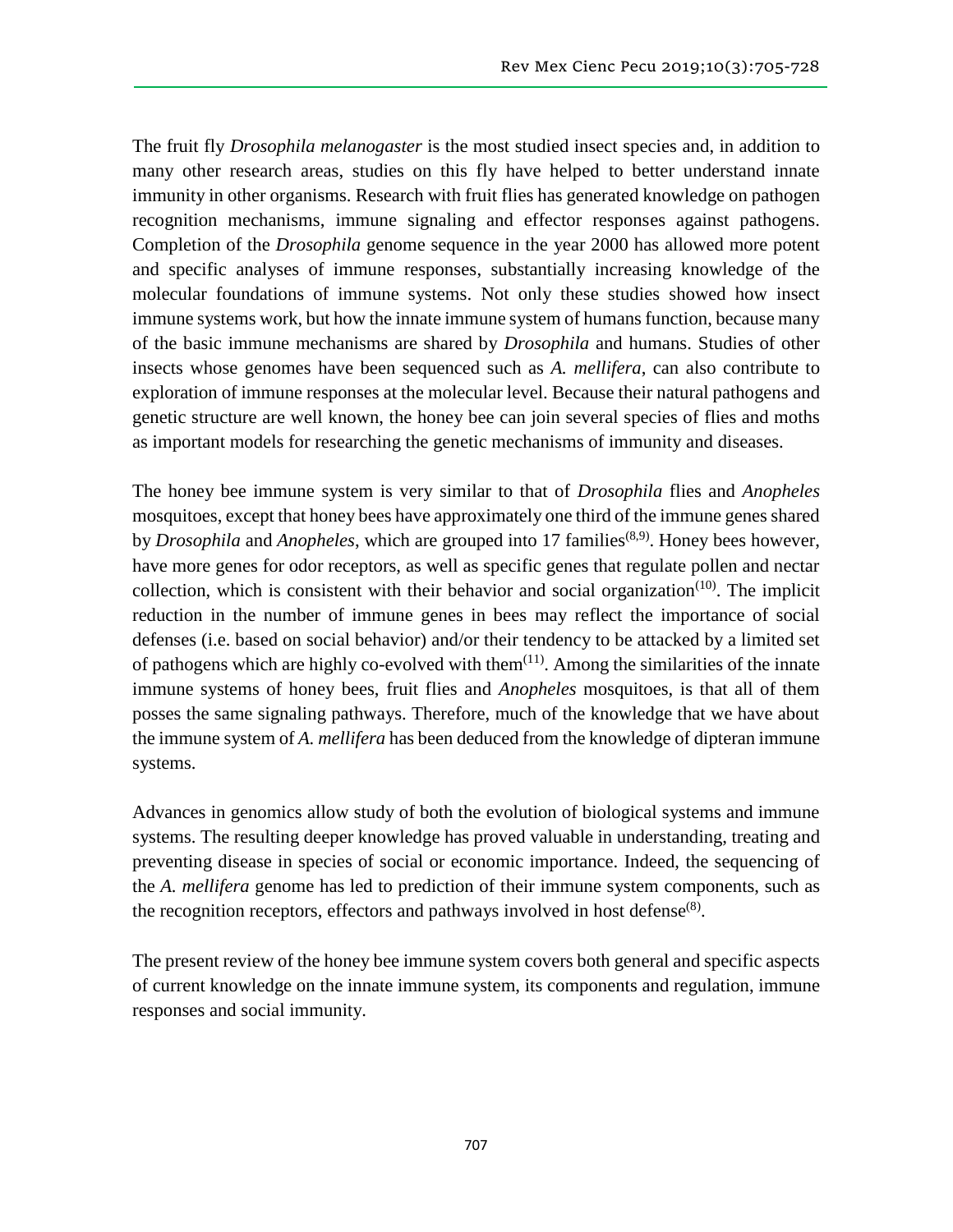The fruit fly *Drosophila melanogaster* is the most studied insect species and, in addition to many other research areas, studies on this fly have helped to better understand innate immunity in other organisms. Research with fruit flies has generated knowledge on pathogen recognition mechanisms, immune signaling and effector responses against pathogens. Completion of the *Drosophila* genome sequence in the year 2000 has allowed more potent and specific analyses of immune responses, substantially increasing knowledge of the molecular foundations of immune systems. Not only these studies showed how insect immune systems work, but how the innate immune system of humans function, because many of the basic immune mechanisms are shared by *Drosophila* and humans. Studies of other insects whose genomes have been sequenced such as *A. mellifera*, can also contribute to exploration of immune responses at the molecular level. Because their natural pathogens and genetic structure are well known, the honey bee can join several species of flies and moths as important models for researching the genetic mechanisms of immunity and diseases.

The honey bee immune system is very similar to that of *Drosophila* flies and *Anopheles* mosquitoes, except that honey bees have approximately one third of the immune genes shared by *Drosophila* and *Anopheles*, which are grouped into 17 families[8,9]. Honey bees however, have more genes for odor receptors, as well as specific genes that regulate pollen and nectar collection, which is consistent with their behavior and social organization[10]. The implicit reduction in the number of immune genes in bees may reflect the importance of social defenses (i.e. based on social behavior) and/or their tendency to be attacked by a limited set of pathogens which are highly co-evolved with them[11]. Among the similarities of the innate immune systems of honey bees, fruit flies and *Anopheles* mosquitoes, is that all of them posses the same signaling pathways. Therefore, much of the knowledge that we have about the immune system of *A. mellifera* has been deduced from the knowledge of dipteran immune systems.

Advances in genomics allow study of both the evolution of biological systems and immune systems. The resulting deeper knowledge has proved valuable in understanding, treating and preventing disease in species of social or economic importance. Indeed, the sequencing of the *A. mellifera* genome has led to prediction of their immune system components, such as the recognition receptors, effectors and pathways involved in host defense[8].

The present review of the honey bee immune system covers both general and specific aspects of current knowledge on the innate immune system, its components and regulation, immune responses and social immunity.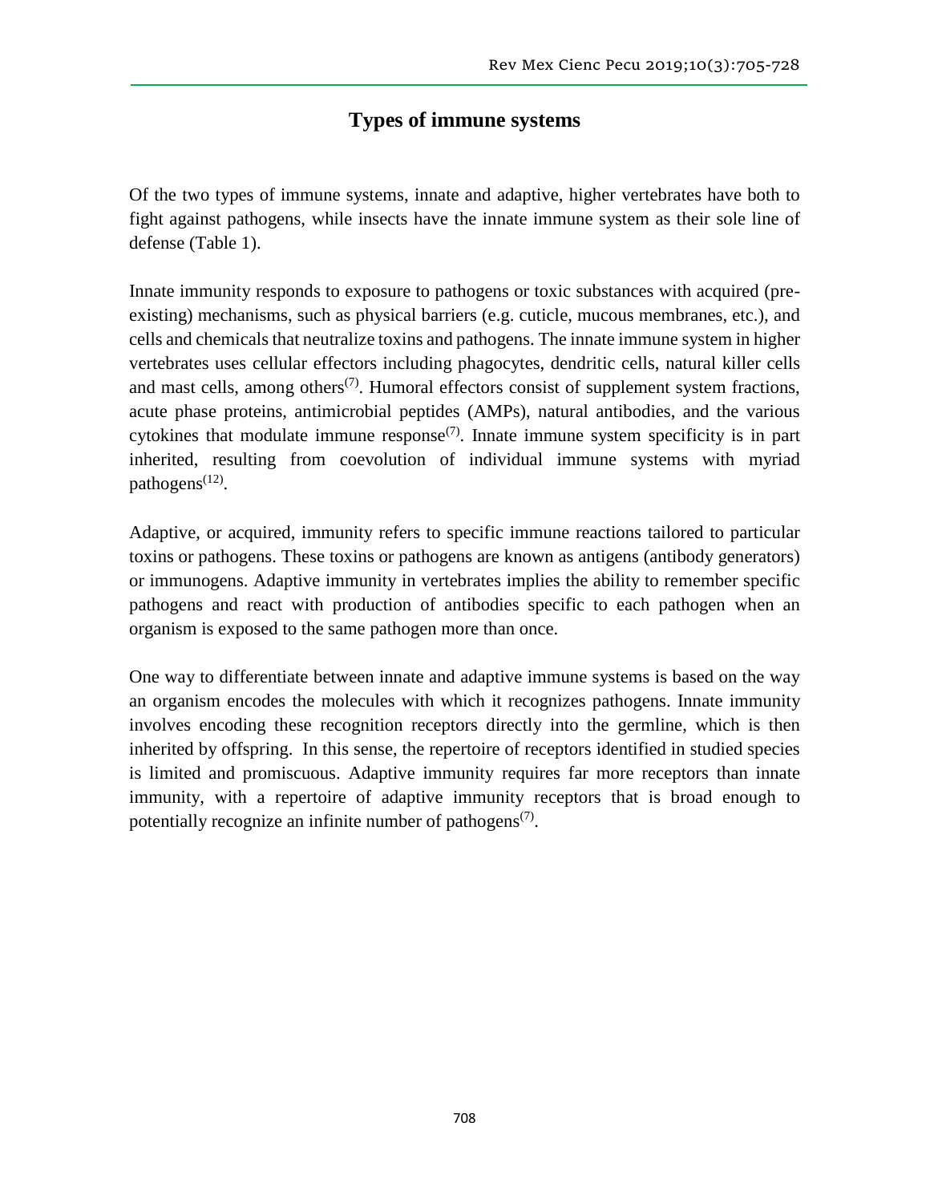## Types of immune systems

Of the two types of immune systems, innate and adaptive, higher vertebrates have both to fight against pathogens, while insects have the innate immune system as their sole line of defense (Table 1).

Innate immunity responds to exposure to pathogens or toxic substances with acquired (pre-existing) mechanisms, such as physical barriers (e.g. cuticle, mucous membranes, etc.), and cells and chemicals that neutralize toxins and pathogens. The innate immune system in higher vertebrates uses cellular effectors including phagocytes, dendritic cells, natural killer cells and mast cells, among others[7]. Humoral effectors consist of supplement system fractions, acute phase proteins, antimicrobial peptides (AMPs), natural antibodies, and the various cytokines that modulate immune response[7]. Innate immune system specificity is in part inherited, resulting from coevolution of individual immune systems with myriad pathogens[12].

Adaptive, or acquired, immunity refers to specific immune reactions tailored to particular toxins or pathogens. These toxins or pathogens are known as antigens (antibody generators) or immunogens. Adaptive immunity in vertebrates implies the ability to remember specific pathogens and react with production of antibodies specific to each pathogen when an organism is exposed to the same pathogen more than once.

One way to differentiate between innate and adaptive immune systems is based on the way an organism encodes the molecules with which it recognizes pathogens. Innate immunity involves encoding these recognition receptors directly into the germline, which is then inherited by offspring. In this sense, the repertoire of receptors identified in studied species is limited and promiscuous. Adaptive immunity requires far more receptors than innate immunity, with a repertoire of adaptive immunity receptors that is broad enough to potentially recognize an infinite number of pathogens[7].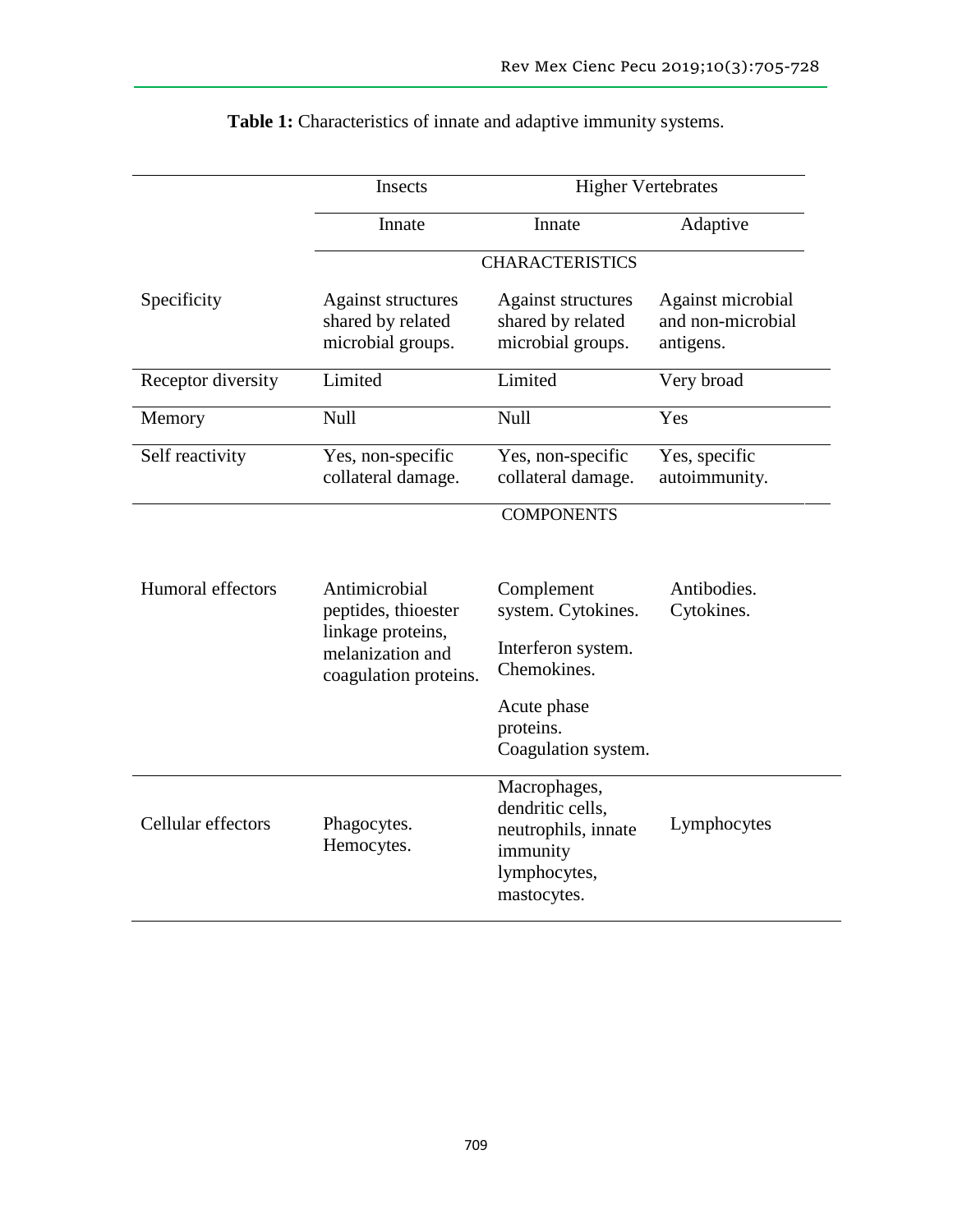**Table 1:** Characteristics of innate and adaptive immunity systems.

| | Insects | Higher Vertebrates | |
|---|---|---|---|
| | Innate | Innate | Adaptive |
| | CHARACTERISTICS | | |
| Specificity | Against structures shared by related microbial groups. | Against structures shared by related microbial groups. | Against microbial and non-microbial antigens. |
| Receptor diversity | Limited | Limited | Very broad |
| Memory | Null | Null | Yes |
| Self reactivity | Yes, non-specific collateral damage. | Yes, non-specific collateral damage. | Yes, specific autoimmunity. |
| | COMPONENTS | | |
| Humoral effectors | Antimicrobial peptides, thioester linkage proteins, melanization and coagulation proteins. | Complement system. Cytokines. Interferon system. Chemokines. Acute phase proteins. Coagulation system. | Antibodies. Cytokines. |
| Cellular effectors | Phagocytes. Hemocytes. | Macrophages, dendritic cells, neutrophils, innate immunity lymphocytes, mastocytes. | Lymphocytes |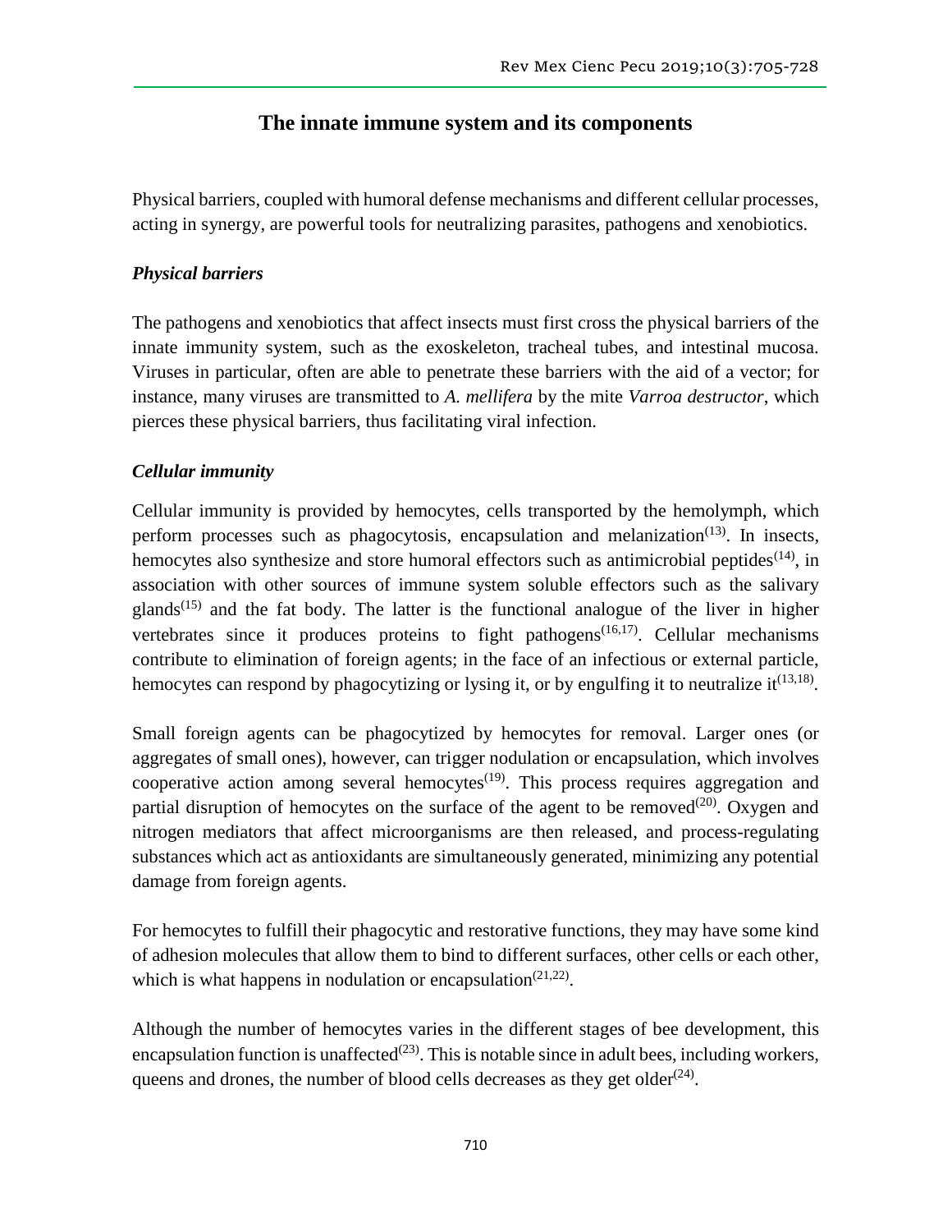## The innate immune system and its components

Physical barriers, coupled with humoral defense mechanisms and different cellular processes, acting in synergy, are powerful tools for neutralizing parasites, pathogens and xenobiotics.

### *Physical barriers*

The pathogens and xenobiotics that affect insects must first cross the physical barriers of the innate immunity system, such as the exoskeleton, tracheal tubes, and intestinal mucosa. Viruses in particular, often are able to penetrate these barriers with the aid of a vector; for instance, many viruses are transmitted to *A. mellifera* by the mite *Varroa destructor*, which pierces these physical barriers, thus facilitating viral infection.

### *Cellular immunity*

Cellular immunity is provided by hemocytes, cells transported by the hemolymph, which perform processes such as phagocytosis, encapsulation and melanization(13). In insects, hemocytes also synthesize and store humoral effectors such as antimicrobial peptides(14), in association with other sources of immune system soluble effectors such as the salivary glands(15) and the fat body. The latter is the functional analogue of the liver in higher vertebrates since it produces proteins to fight pathogens(16,17). Cellular mechanisms contribute to elimination of foreign agents; in the face of an infectious or external particle, hemocytes can respond by phagocytizing or lysing it, or by engulfing it to neutralize it(13,18).

Small foreign agents can be phagocytized by hemocytes for removal. Larger ones (or aggregates of small ones), however, can trigger nodulation or encapsulation, which involves cooperative action among several hemocytes(19). This process requires aggregation and partial disruption of hemocytes on the surface of the agent to be removed(20). Oxygen and nitrogen mediators that affect microorganisms are then released, and process-regulating substances which act as antioxidants are simultaneously generated, minimizing any potential damage from foreign agents.

For hemocytes to fulfill their phagocytic and restorative functions, they may have some kind of adhesion molecules that allow them to bind to different surfaces, other cells or each other, which is what happens in nodulation or encapsulation(21,22).

Although the number of hemocytes varies in the different stages of bee development, this encapsulation function is unaffected(23). This is notable since in adult bees, including workers, queens and drones, the number of blood cells decreases as they get older(24).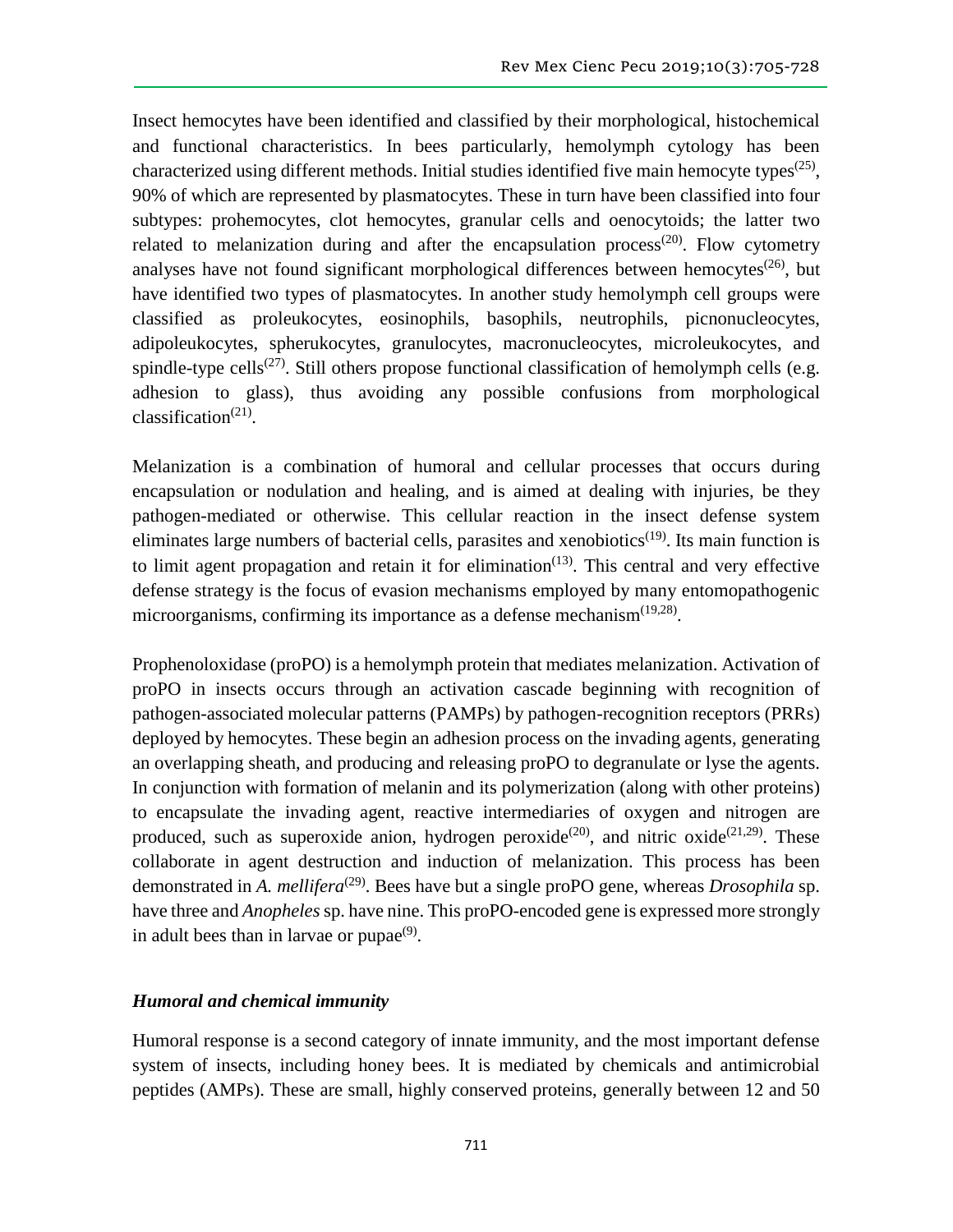Insect hemocytes have been identified and classified by their morphological, histochemical and functional characteristics. In bees particularly, hemolymph cytology has been characterized using different methods. Initial studies identified five main hemocyte types[25], 90% of which are represented by plasmatocytes. These in turn have been classified into four subtypes: prohemocytes, clot hemocytes, granular cells and oenocytoids; the latter two related to melanization during and after the encapsulation process[20]. Flow cytometry analyses have not found significant morphological differences between hemocytes[26], but have identified two types of plasmatocytes. In another study hemolymph cell groups were classified as proleukocytes, eosinophils, basophils, neutrophils, picnonucleocytes, adipoleukocytes, spherukocytes, granulocytes, macronucleocytes, microleukocytes, and spindle-type cells[27]. Still others propose functional classification of hemolymph cells (e.g. adhesion to glass), thus avoiding any possible confusions from morphological classification[21].

Melanization is a combination of humoral and cellular processes that occurs during encapsulation or nodulation and healing, and is aimed at dealing with injuries, be they pathogen-mediated or otherwise. This cellular reaction in the insect defense system eliminates large numbers of bacterial cells, parasites and xenobiotics[19]. Its main function is to limit agent propagation and retain it for elimination[13]. This central and very effective defense strategy is the focus of evasion mechanisms employed by many entomopathogenic microorganisms, confirming its importance as a defense mechanism[19,28].

Prophenoloxidase (proPO) is a hemolymph protein that mediates melanization. Activation of proPO in insects occurs through an activation cascade beginning with recognition of pathogen-associated molecular patterns (PAMPs) by pathogen-recognition receptors (PRRs) deployed by hemocytes. These begin an adhesion process on the invading agents, generating an overlapping sheath, and producing and releasing proPO to degranulate or lyse the agents. In conjunction with formation of melanin and its polymerization (along with other proteins) to encapsulate the invading agent, reactive intermediaries of oxygen and nitrogen are produced, such as superoxide anion, hydrogen peroxide[20], and nitric oxide[21,29]. These collaborate in agent destruction and induction of melanization. This process has been demonstrated in *A. mellifera*[29]. Bees have but a single proPO gene, whereas *Drosophila* sp. have three and *Anopheles* sp. have nine. This proPO-encoded gene is expressed more strongly in adult bees than in larvae or pupae[9].

### *Humoral and chemical immunity*

Humoral response is a second category of innate immunity, and the most important defense system of insects, including honey bees. It is mediated by chemicals and antimicrobial peptides (AMPs). These are small, highly conserved proteins, generally between 12 and 50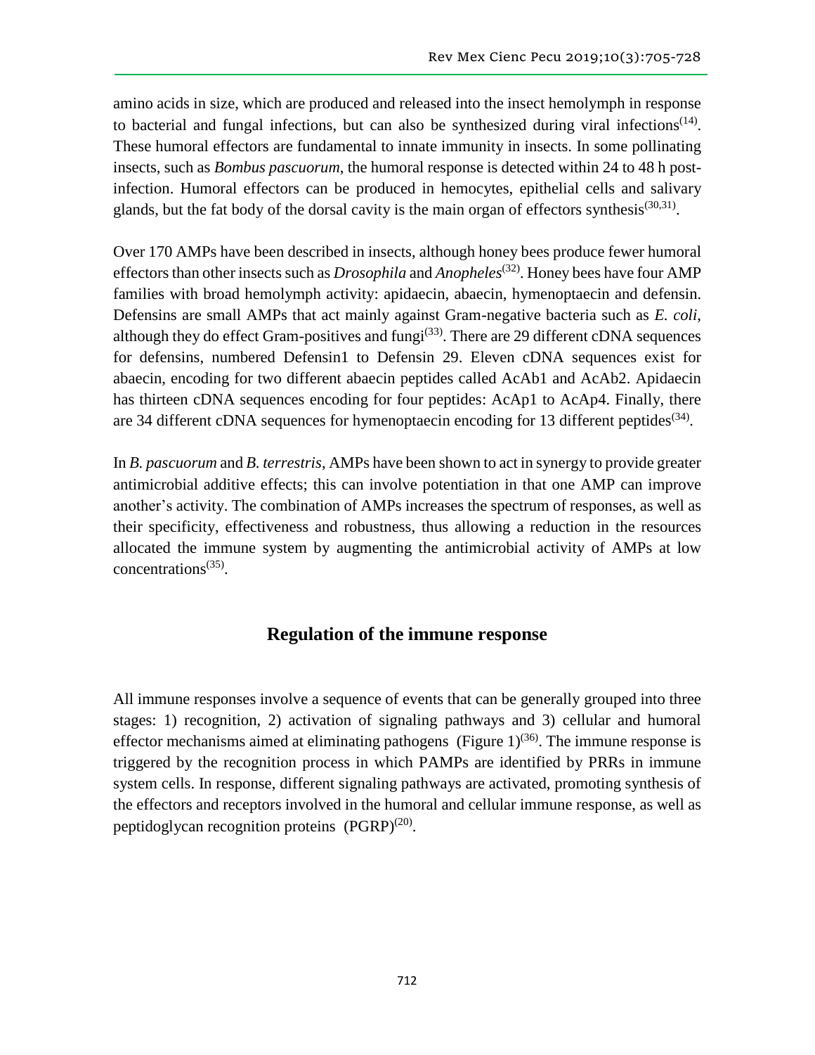amino acids in size, which are produced and released into the insect hemolymph in response to bacterial and fungal infections, but can also be synthesized during viral infections[14]. These humoral effectors are fundamental to innate immunity in insects. In some pollinating insects, such as *Bombus pascuorum*, the humoral response is detected within 24 to 48 h post-infection. Humoral effectors can be produced in hemocytes, epithelial cells and salivary glands, but the fat body of the dorsal cavity is the main organ of effectors synthesis[30,31].

Over 170 AMPs have been described in insects, although honey bees produce fewer humoral effectors than other insects such as *Drosophila* and *Anopheles*[32]. Honey bees have four AMP families with broad hemolymph activity: apidaecin, abaecin, hymenoptaecin and defensin. Defensins are small AMPs that act mainly against Gram-negative bacteria such as *E. coli*, although they do effect Gram-positives and fungi[33]. There are 29 different cDNA sequences for defensins, numbered Defensin1 to Defensin 29. Eleven cDNA sequences exist for abaecin, encoding for two different abaecin peptides called AcAb1 and AcAb2. Apidaecin has thirteen cDNA sequences encoding for four peptides: AcAp1 to AcAp4. Finally, there are 34 different cDNA sequences for hymenoptaecin encoding for 13 different peptides[34].

In *B. pascuorum* and *B. terrestris*, AMPs have been shown to act in synergy to provide greater antimicrobial additive effects; this can involve potentiation in that one AMP can improve another's activity. The combination of AMPs increases the spectrum of responses, as well as their specificity, effectiveness and robustness, thus allowing a reduction in the resources allocated the immune system by augmenting the antimicrobial activity of AMPs at low concentrations[35].

## Regulation of the immune response

All immune responses involve a sequence of events that can be generally grouped into three stages: 1) recognition, 2) activation of signaling pathways and 3) cellular and humoral effector mechanisms aimed at eliminating pathogens (Figure 1)[36]. The immune response is triggered by the recognition process in which PAMPs are identified by PRRs in immune system cells. In response, different signaling pathways are activated, promoting synthesis of the effectors and receptors involved in the humoral and cellular immune response, as well as peptidoglycan recognition proteins (PGRP)[20].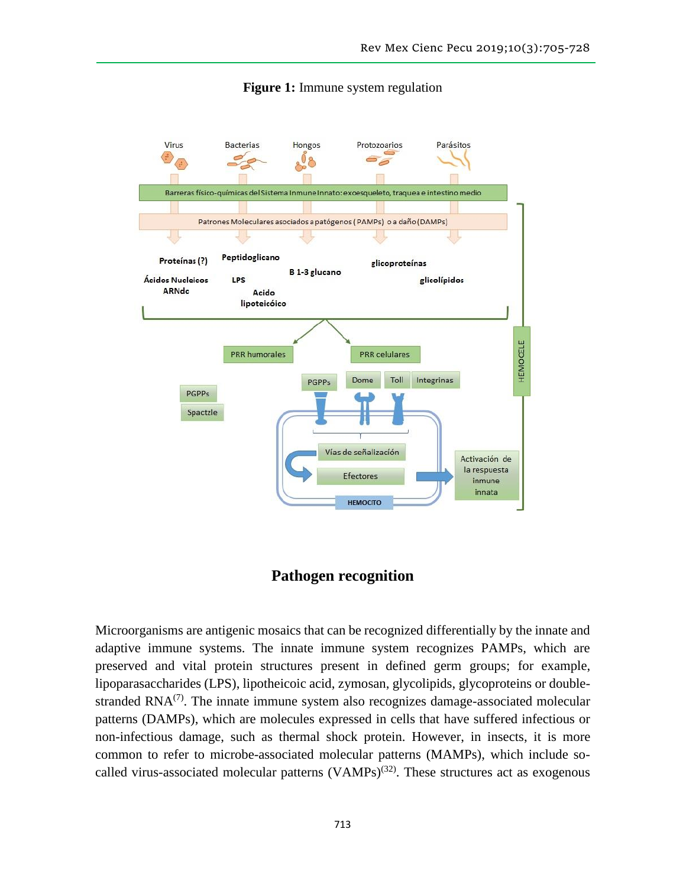**Figure 1:** Immune system regulation

Virus | Bacterias | Hongos | Protozoarios | Parásitos

Barreras físico-químicas del Sistema Inmune Innato: exoesqueleto, traquea e intestino medio

Patrones Moleculares asociados a patógenos (PAMPs) o a daño (DAMPs)

Proteínas (?) | Peptidoglicano | B 1-3 glucano | glicoproteínas | Ácidos Nucleicos ARNdc | LPS | Acido lipoteicóico | glicolípidos

PRR humorales | PRR celulares

PGPPs | Spactzle | PGPPs | Dome | Toll | Integrinas

Vías de señalización | Efectores | HEMOCITO

Activación de la respuesta inmune innata

HEMOCELE

## Pathogen recognition

Microorganisms are antigenic mosaics that can be recognized differentially by the innate and adaptive immune systems. The innate immune system recognizes PAMPs, which are preserved and vital protein structures present in defined germ groups; for example, lipoparasaccharides (LPS), lipotheicoic acid, zymosan, glycolipids, glycoproteins or double-stranded RNA[7]. The innate immune system also recognizes damage-associated molecular patterns (DAMPs), which are molecules expressed in cells that have suffered infectious or non-infectious damage, such as thermal shock protein. However, in insects, it is more common to refer to microbe-associated molecular patterns (MAMPs), which include so-called virus-associated molecular patterns (VAMPs)[32]. These structures act as exogenous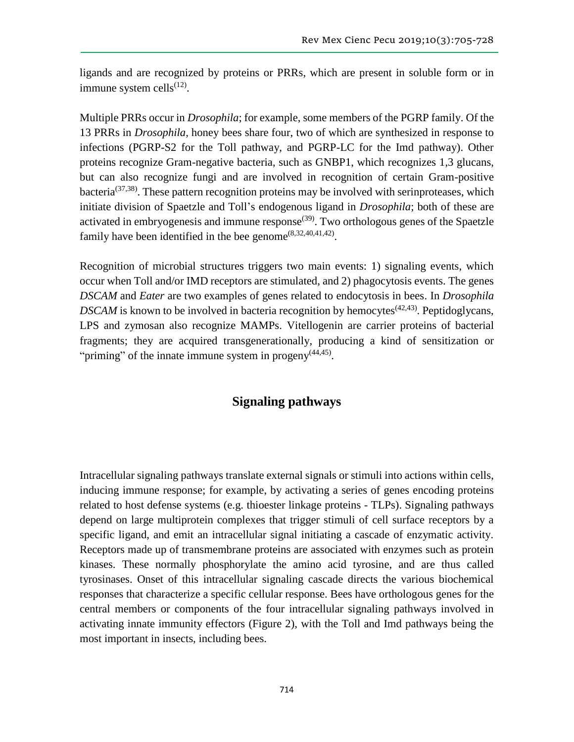ligands and are recognized by proteins or PRRs, which are present in soluble form or in immune system cells[12].

Multiple PRRs occur in *Drosophila*; for example, some members of the PGRP family. Of the 13 PRRs in *Drosophila*, honey bees share four, two of which are synthesized in response to infections (PGRP-S2 for the Toll pathway, and PGRP-LC for the Imd pathway). Other proteins recognize Gram-negative bacteria, such as GNBP1, which recognizes 1,3 glucans, but can also recognize fungi and are involved in recognition of certain Gram-positive bacteria[37,38]. These pattern recognition proteins may be involved with serinproteases, which initiate division of Spaetzle and Toll's endogenous ligand in *Drosophila*; both of these are activated in embryogenesis and immune response[39]. Two orthologous genes of the Spaetzle family have been identified in the bee genome[8,32,40,41,42].

Recognition of microbial structures triggers two main events: 1) signaling events, which occur when Toll and/or IMD receptors are stimulated, and 2) phagocytosis events. The genes *DSCAM* and *Eater* are two examples of genes related to endocytosis in bees. In *Drosophila* *DSCAM* is known to be involved in bacteria recognition by hemocytes[42,43]. Peptidoglycans, LPS and zymosan also recognize MAMPs. Vitellogenin are carrier proteins of bacterial fragments; they are acquired transgenerationally, producing a kind of sensitization or "priming" of the innate immune system in progeny[44,45].

## Signaling pathways

Intracellular signaling pathways translate external signals or stimuli into actions within cells, inducing immune response; for example, by activating a series of genes encoding proteins related to host defense systems (e.g. thioester linkage proteins - TLPs). Signaling pathways depend on large multiprotein complexes that trigger stimuli of cell surface receptors by a specific ligand, and emit an intracellular signal initiating a cascade of enzymatic activity. Receptors made up of transmembrane proteins are associated with enzymes such as protein kinases. These normally phosphorylate the amino acid tyrosine, and are thus called tyrosinases. Onset of this intracellular signaling cascade directs the various biochemical responses that characterize a specific cellular response. Bees have orthologous genes for the central members or components of the four intracellular signaling pathways involved in activating innate immunity effectors (Figure 2), with the Toll and Imd pathways being the most important in insects, including bees.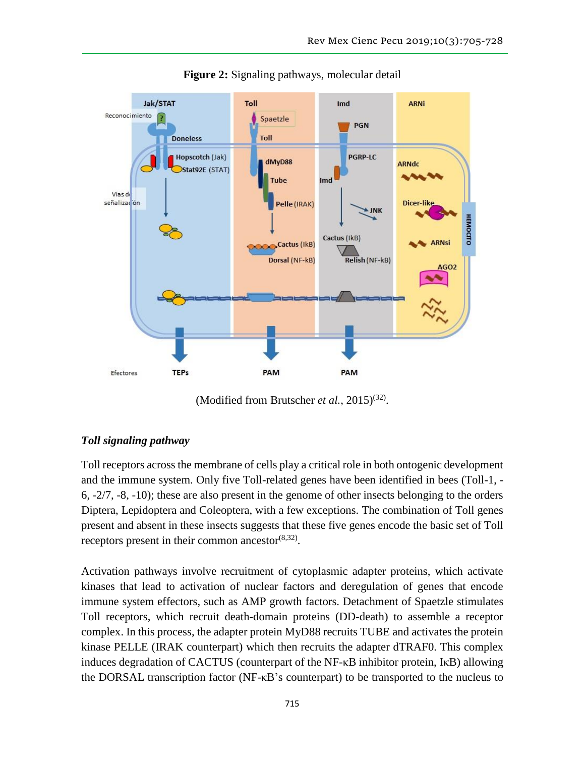**Figure 2:** Signaling pathways, molecular detail

(Modified from Brutscher *et al.*, 2015)[32].

### *Toll signaling pathway*

Toll receptors across the membrane of cells play a critical role in both ontogenic development and the immune system. Only five Toll-related genes have been identified in bees (Toll-1, -6, -2/7, -8, -10); these are also present in the genome of other insects belonging to the orders Diptera, Lepidoptera and Coleoptera, with a few exceptions. The combination of Toll genes present and absent in these insects suggests that these five genes encode the basic set of Toll receptors present in their common ancestor[8,32].

Activation pathways involve recruitment of cytoplasmic adapter proteins, which activate kinases that lead to activation of nuclear factors and deregulation of genes that encode immune system effectors, such as AMP growth factors. Detachment of Spaetzle stimulates Toll receptors, which recruit death-domain proteins (DD-death) to assemble a receptor complex. In this process, the adapter protein MyD88 recruits TUBE and activates the protein kinase PELLE (IRAK counterpart) which then recruits the adapter dTRAF0. This complex induces degradation of CACTUS (counterpart of the NF-κB inhibitor protein, IκB) allowing the DORSAL transcription factor (NF-κB's counterpart) to be transported to the nucleus to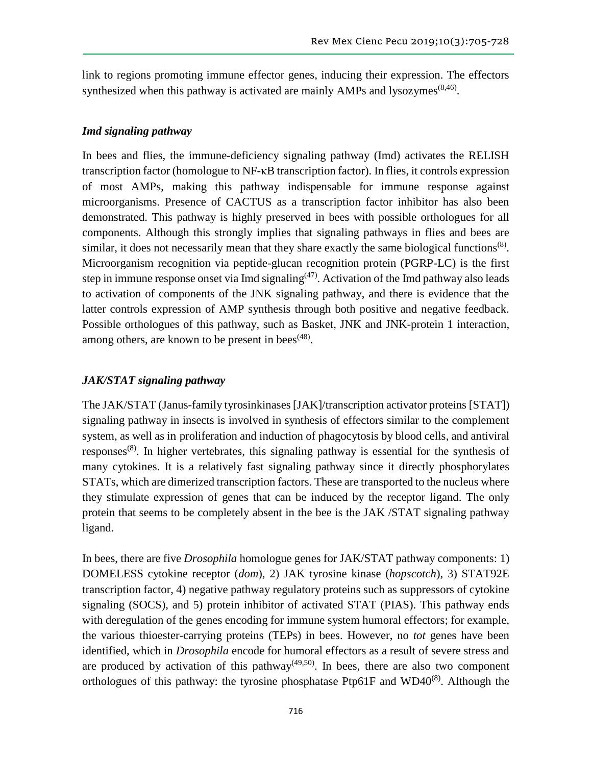link to regions promoting immune effector genes, inducing their expression. The effectors synthesized when this pathway is activated are mainly AMPs and lysozymes[8,46].

### *Imd signaling pathway*

In bees and flies, the immune-deficiency signaling pathway (Imd) activates the RELISH transcription factor (homologue to NF-κB transcription factor). In flies, it controls expression of most AMPs, making this pathway indispensable for immune response against microorganisms. Presence of CACTUS as a transcription factor inhibitor has also been demonstrated. This pathway is highly preserved in bees with possible orthologues for all components. Although this strongly implies that signaling pathways in flies and bees are similar, it does not necessarily mean that they share exactly the same biological functions[8]. Microorganism recognition via peptide-glucan recognition protein (PGRP-LC) is the first step in immune response onset via Imd signaling[47]. Activation of the Imd pathway also leads to activation of components of the JNK signaling pathway, and there is evidence that the latter controls expression of AMP synthesis through both positive and negative feedback. Possible orthologues of this pathway, such as Basket, JNK and JNK-protein 1 interaction, among others, are known to be present in bees[48].

### *JAK/STAT signaling pathway*

The JAK/STAT (Janus-family tyrosinkinases [JAK]/transcription activator proteins [STAT]) signaling pathway in insects is involved in synthesis of effectors similar to the complement system, as well as in proliferation and induction of phagocytosis by blood cells, and antiviral responses[8]. In higher vertebrates, this signaling pathway is essential for the synthesis of many cytokines. It is a relatively fast signaling pathway since it directly phosphorylates STATs, which are dimerized transcription factors. These are transported to the nucleus where they stimulate expression of genes that can be induced by the receptor ligand. The only protein that seems to be completely absent in the bee is the JAK /STAT signaling pathway ligand.

In bees, there are five *Drosophila* homologue genes for JAK/STAT pathway components: 1) DOMELESS cytokine receptor (*dom*), 2) JAK tyrosine kinase (*hopscotch*), 3) STAT92E transcription factor, 4) negative pathway regulatory proteins such as suppressors of cytokine signaling (SOCS), and 5) protein inhibitor of activated STAT (PIAS). This pathway ends with deregulation of the genes encoding for immune system humoral effectors; for example, the various thioester-carrying proteins (TEPs) in bees. However, no *tot* genes have been identified, which in *Drosophila* encode for humoral effectors as a result of severe stress and are produced by activation of this pathway[49,50]. In bees, there are also two component orthologues of this pathway: the tyrosine phosphatase Ptp61F and WD40[8]. Although the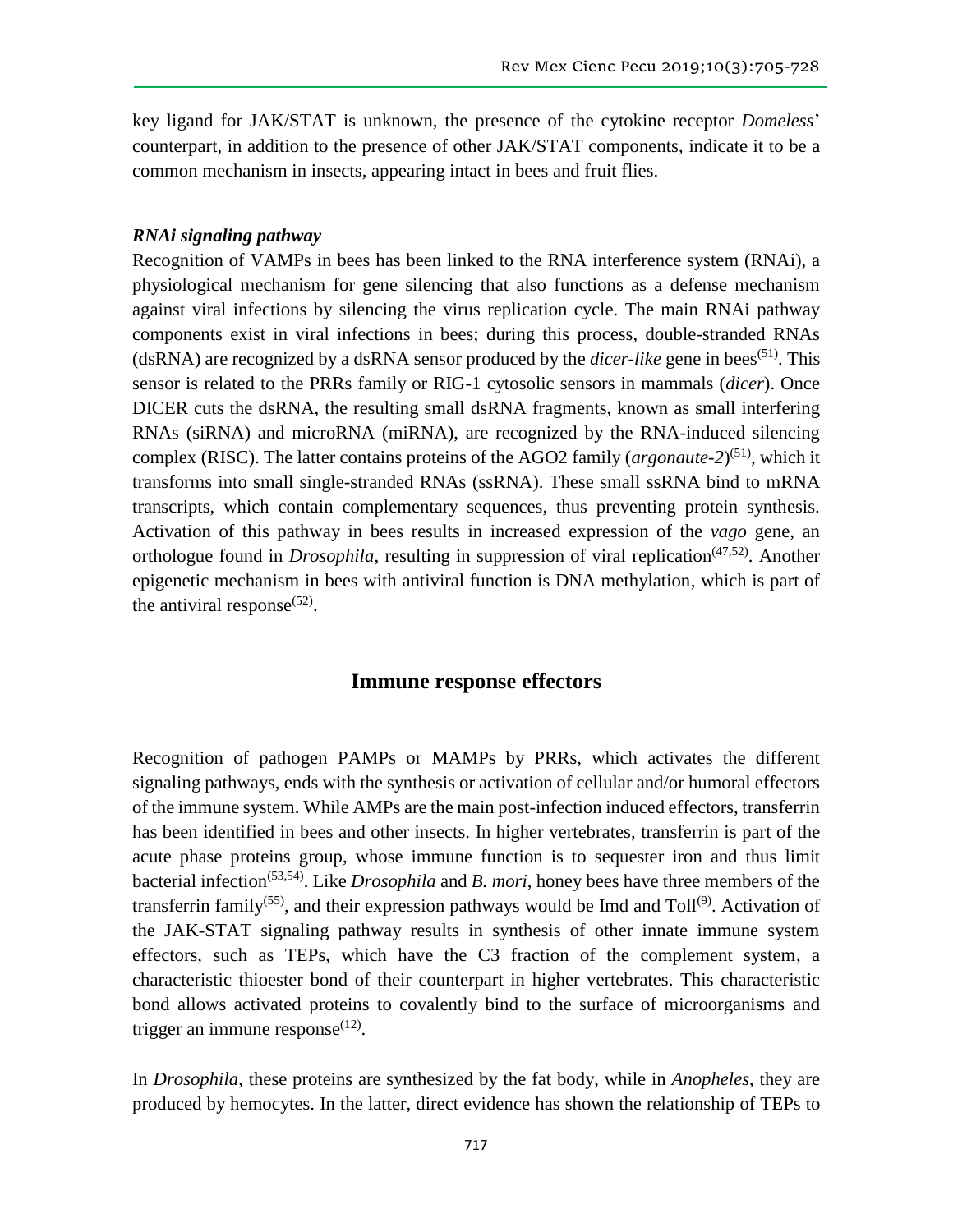key ligand for JAK/STAT is unknown, the presence of the cytokine receptor *Domeless*' counterpart, in addition to the presence of other JAK/STAT components, indicate it to be a common mechanism in insects, appearing intact in bees and fruit flies.

### *RNAi signaling pathway*

Recognition of VAMPs in bees has been linked to the RNA interference system (RNAi), a physiological mechanism for gene silencing that also functions as a defense mechanism against viral infections by silencing the virus replication cycle. The main RNAi pathway components exist in viral infections in bees; during this process, double-stranded RNAs (dsRNA) are recognized by a dsRNA sensor produced by the *dicer-like* gene in bees[51]. This sensor is related to the PRRs family or RIG-1 cytosolic sensors in mammals (*dicer*). Once DICER cuts the dsRNA, the resulting small dsRNA fragments, known as small interfering RNAs (siRNA) and microRNA (miRNA), are recognized by the RNA-induced silencing complex (RISC). The latter contains proteins of the AGO2 family (*argonaute-2*)[51], which it transforms into small single-stranded RNAs (ssRNA). These small ssRNA bind to mRNA transcripts, which contain complementary sequences, thus preventing protein synthesis. Activation of this pathway in bees results in increased expression of the *vago* gene, an orthologue found in *Drosophila*, resulting in suppression of viral replication[47,52]. Another epigenetic mechanism in bees with antiviral function is DNA methylation, which is part of the antiviral response[52].

## Immune response effectors

Recognition of pathogen PAMPs or MAMPs by PRRs, which activates the different signaling pathways, ends with the synthesis or activation of cellular and/or humoral effectors of the immune system. While AMPs are the main post-infection induced effectors, transferrin has been identified in bees and other insects. In higher vertebrates, transferrin is part of the acute phase proteins group, whose immune function is to sequester iron and thus limit bacterial infection[53,54]. Like *Drosophila* and *B. mori*, honey bees have three members of the transferrin family[55], and their expression pathways would be Imd and Toll[9]. Activation of the JAK-STAT signaling pathway results in synthesis of other innate immune system effectors, such as TEPs, which have the C3 fraction of the complement system, a characteristic thioester bond of their counterpart in higher vertebrates. This characteristic bond allows activated proteins to covalently bind to the surface of microorganisms and trigger an immune response[12].

In *Drosophila*, these proteins are synthesized by the fat body, while in *Anopheles*, they are produced by hemocytes. In the latter, direct evidence has shown the relationship of TEPs to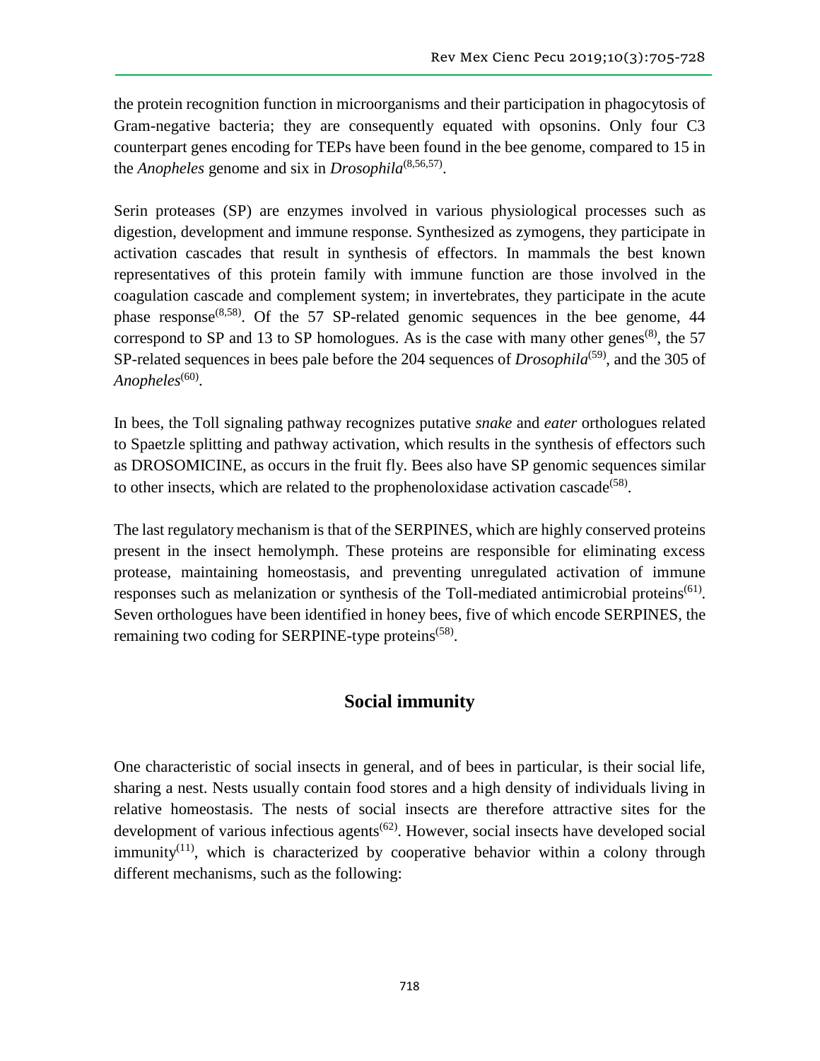the protein recognition function in microorganisms and their participation in phagocytosis of Gram-negative bacteria; they are consequently equated with opsonins. Only four C3 counterpart genes encoding for TEPs have been found in the bee genome, compared to 15 in the *Anopheles* genome and six in *Drosophila*[8,56,57].

Serin proteases (SP) are enzymes involved in various physiological processes such as digestion, development and immune response. Synthesized as zymogens, they participate in activation cascades that result in synthesis of effectors. In mammals the best known representatives of this protein family with immune function are those involved in the coagulation cascade and complement system; in invertebrates, they participate in the acute phase response[8,58]. Of the 57 SP-related genomic sequences in the bee genome, 44 correspond to SP and 13 to SP homologues. As is the case with many other genes[8], the 57 SP-related sequences in bees pale before the 204 sequences of *Drosophila*[59], and the 305 of *Anopheles*[60].

In bees, the Toll signaling pathway recognizes putative *snake* and *eater* orthologues related to Spaetzle splitting and pathway activation, which results in the synthesis of effectors such as DROSOMICINE, as occurs in the fruit fly. Bees also have SP genomic sequences similar to other insects, which are related to the prophenoloxidase activation cascade[58].

The last regulatory mechanism is that of the SERPINES, which are highly conserved proteins present in the insect hemolymph. These proteins are responsible for eliminating excess protease, maintaining homeostasis, and preventing unregulated activation of immune responses such as melanization or synthesis of the Toll-mediated antimicrobial proteins[61]. Seven orthologues have been identified in honey bees, five of which encode SERPINES, the remaining two coding for SERPINE-type proteins[58].

## Social immunity

One characteristic of social insects in general, and of bees in particular, is their social life, sharing a nest. Nests usually contain food stores and a high density of individuals living in relative homeostasis. The nests of social insects are therefore attractive sites for the development of various infectious agents[62]. However, social insects have developed social immunity[11], which is characterized by cooperative behavior within a colony through different mechanisms, such as the following: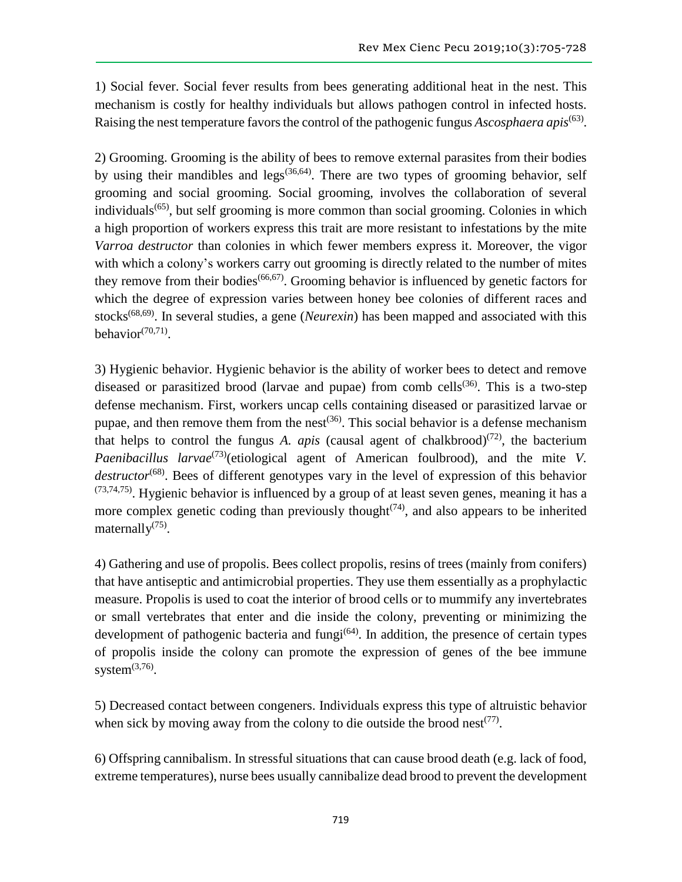1) Social fever. Social fever results from bees generating additional heat in the nest. This mechanism is costly for healthy individuals but allows pathogen control in infected hosts. Raising the nest temperature favors the control of the pathogenic fungus *Ascosphaera apis*[63].

2) Grooming. Grooming is the ability of bees to remove external parasites from their bodies by using their mandibles and legs[36,64]. There are two types of grooming behavior, self grooming and social grooming. Social grooming, involves the collaboration of several individuals[65], but self grooming is more common than social grooming. Colonies in which a high proportion of workers express this trait are more resistant to infestations by the mite *Varroa destructor* than colonies in which fewer members express it. Moreover, the vigor with which a colony's workers carry out grooming is directly related to the number of mites they remove from their bodies[66,67]. Grooming behavior is influenced by genetic factors for which the degree of expression varies between honey bee colonies of different races and stocks[68,69]. In several studies, a gene (*Neurexin*) has been mapped and associated with this behavior[70,71].

3) Hygienic behavior. Hygienic behavior is the ability of worker bees to detect and remove diseased or parasitized brood (larvae and pupae) from comb cells[36]. This is a two-step defense mechanism. First, workers uncap cells containing diseased or parasitized larvae or pupae, and then remove them from the nest[36]. This social behavior is a defense mechanism that helps to control the fungus *A. apis* (causal agent of chalkbrood)[72], the bacterium *Paenibacillus larvae*[73](etiological agent of American foulbrood), and the mite *V. destructor*[68]. Bees of different genotypes vary in the level of expression of this behavior [73,74,75]. Hygienic behavior is influenced by a group of at least seven genes, meaning it has a more complex genetic coding than previously thought[74], and also appears to be inherited maternally[75].

4) Gathering and use of propolis. Bees collect propolis, resins of trees (mainly from conifers) that have antiseptic and antimicrobial properties. They use them essentially as a prophylactic measure. Propolis is used to coat the interior of brood cells or to mummify any invertebrates or small vertebrates that enter and die inside the colony, preventing or minimizing the development of pathogenic bacteria and fungi[64]. In addition, the presence of certain types of propolis inside the colony can promote the expression of genes of the bee immune system[3,76].

5) Decreased contact between congeners. Individuals express this type of altruistic behavior when sick by moving away from the colony to die outside the brood nest[77].

6) Offspring cannibalism. In stressful situations that can cause brood death (e.g. lack of food, extreme temperatures), nurse bees usually cannibalize dead brood to prevent the development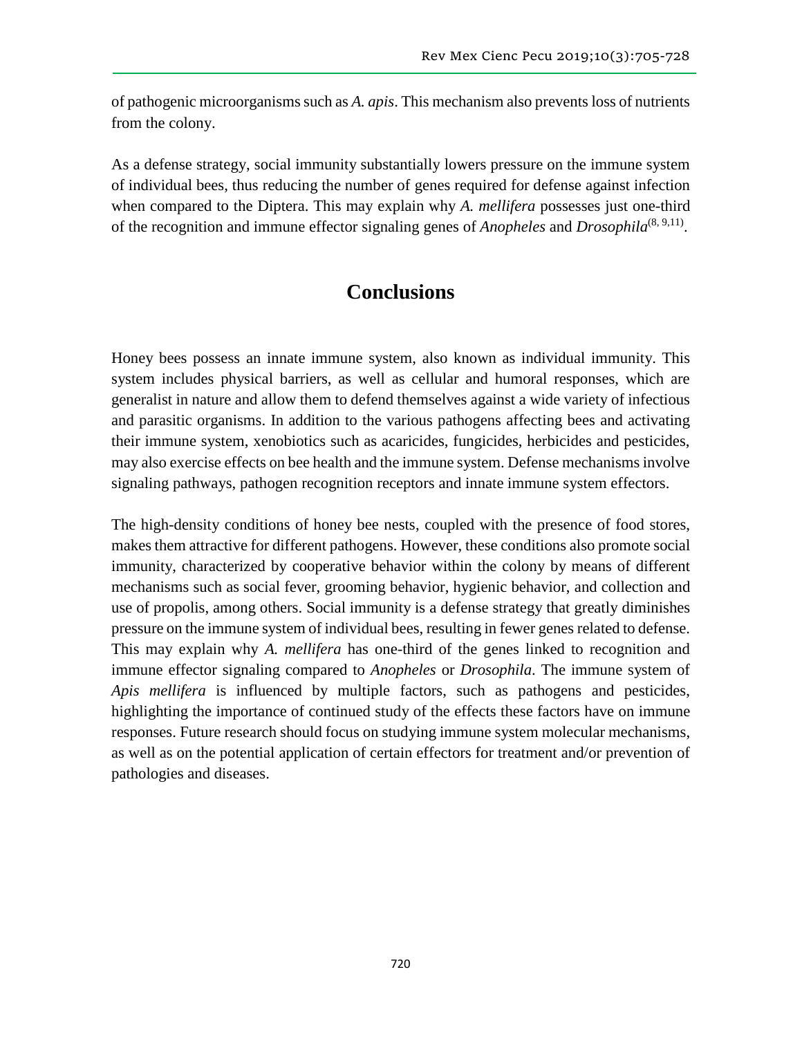of pathogenic microorganisms such as *A. apis*. This mechanism also prevents loss of nutrients from the colony.

As a defense strategy, social immunity substantially lowers pressure on the immune system of individual bees, thus reducing the number of genes required for defense against infection when compared to the Diptera. This may explain why *A. mellifera* possesses just one-third of the recognition and immune effector signaling genes of *Anopheles* and *Drosophila*[8, 9,11].

## Conclusions

Honey bees possess an innate immune system, also known as individual immunity. This system includes physical barriers, as well as cellular and humoral responses, which are generalist in nature and allow them to defend themselves against a wide variety of infectious and parasitic organisms. In addition to the various pathogens affecting bees and activating their immune system, xenobiotics such as acaricides, fungicides, herbicides and pesticides, may also exercise effects on bee health and the immune system. Defense mechanisms involve signaling pathways, pathogen recognition receptors and innate immune system effectors.

The high-density conditions of honey bee nests, coupled with the presence of food stores, makes them attractive for different pathogens. However, these conditions also promote social immunity, characterized by cooperative behavior within the colony by means of different mechanisms such as social fever, grooming behavior, hygienic behavior, and collection and use of propolis, among others. Social immunity is a defense strategy that greatly diminishes pressure on the immune system of individual bees, resulting in fewer genes related to defense. This may explain why *A. mellifera* has one-third of the genes linked to recognition and immune effector signaling compared to *Anopheles* or *Drosophila*. The immune system of *Apis mellifera* is influenced by multiple factors, such as pathogens and pesticides, highlighting the importance of continued study of the effects these factors have on immune responses. Future research should focus on studying immune system molecular mechanisms, as well as on the potential application of certain effectors for treatment and/or prevention of pathologies and diseases.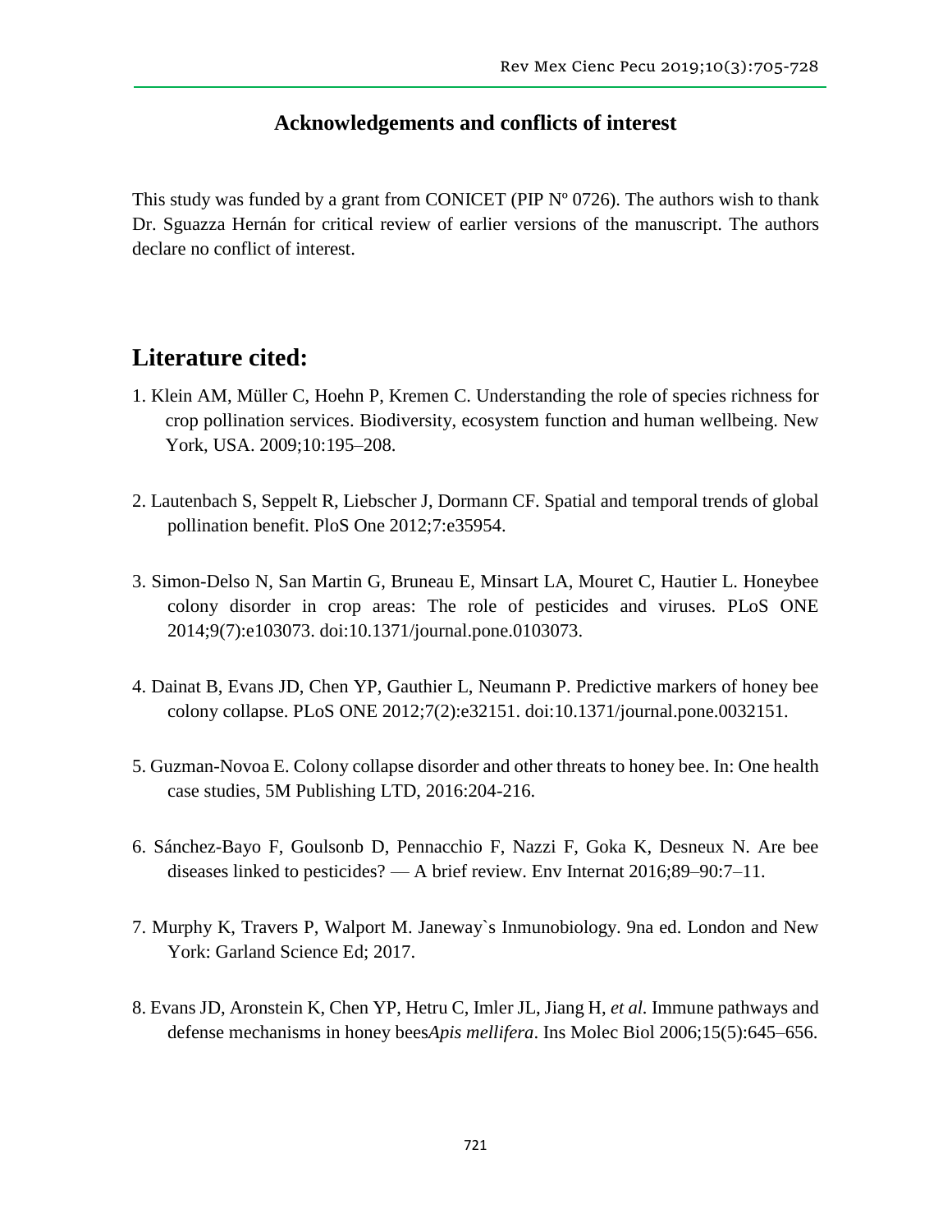## Acknowledgements and conflicts of interest

This study was funded by a grant from CONICET (PIP Nº 0726). The authors wish to thank Dr. Sguazza Hernán for critical review of earlier versions of the manuscript. The authors declare no conflict of interest.

## Literature cited:

1. Klein AM, Müller C, Hoehn P, Kremen C. Understanding the role of species richness for crop pollination services. Biodiversity, ecosystem function and human wellbeing. New York, USA. 2009;10:195–208.

2. Lautenbach S, Seppelt R, Liebscher J, Dormann CF. Spatial and temporal trends of global pollination benefit. PloS One 2012;7:e35954.

3. Simon-Delso N, San Martin G, Bruneau E, Minsart LA, Mouret C, Hautier L. Honeybee colony disorder in crop areas: The role of pesticides and viruses. PLoS ONE 2014;9(7):e103073. doi:10.1371/journal.pone.0103073.

4. Dainat B, Evans JD, Chen YP, Gauthier L, Neumann P. Predictive markers of honey bee colony collapse. PLoS ONE 2012;7(2):e32151. doi:10.1371/journal.pone.0032151.

5. Guzman-Novoa E. Colony collapse disorder and other threats to honey bee. In: One health case studies, 5M Publishing LTD, 2016:204-216.

6. Sánchez-Bayo F, Goulsonb D, Pennacchio F, Nazzi F, Goka K, Desneux N. Are bee diseases linked to pesticides? — A brief review. Env Internat 2016;89–90:7–11.

7. Murphy K, Travers P, Walport M. Janeway`s Inmunobiology. 9na ed. London and New York: Garland Science Ed; 2017.

8. Evans JD, Aronstein K, Chen YP, Hetru C, Imler JL, Jiang H, *et al.* Immune pathways and defense mechanisms in honey bees*Apis mellifera*. Ins Molec Biol 2006;15(5):645–656.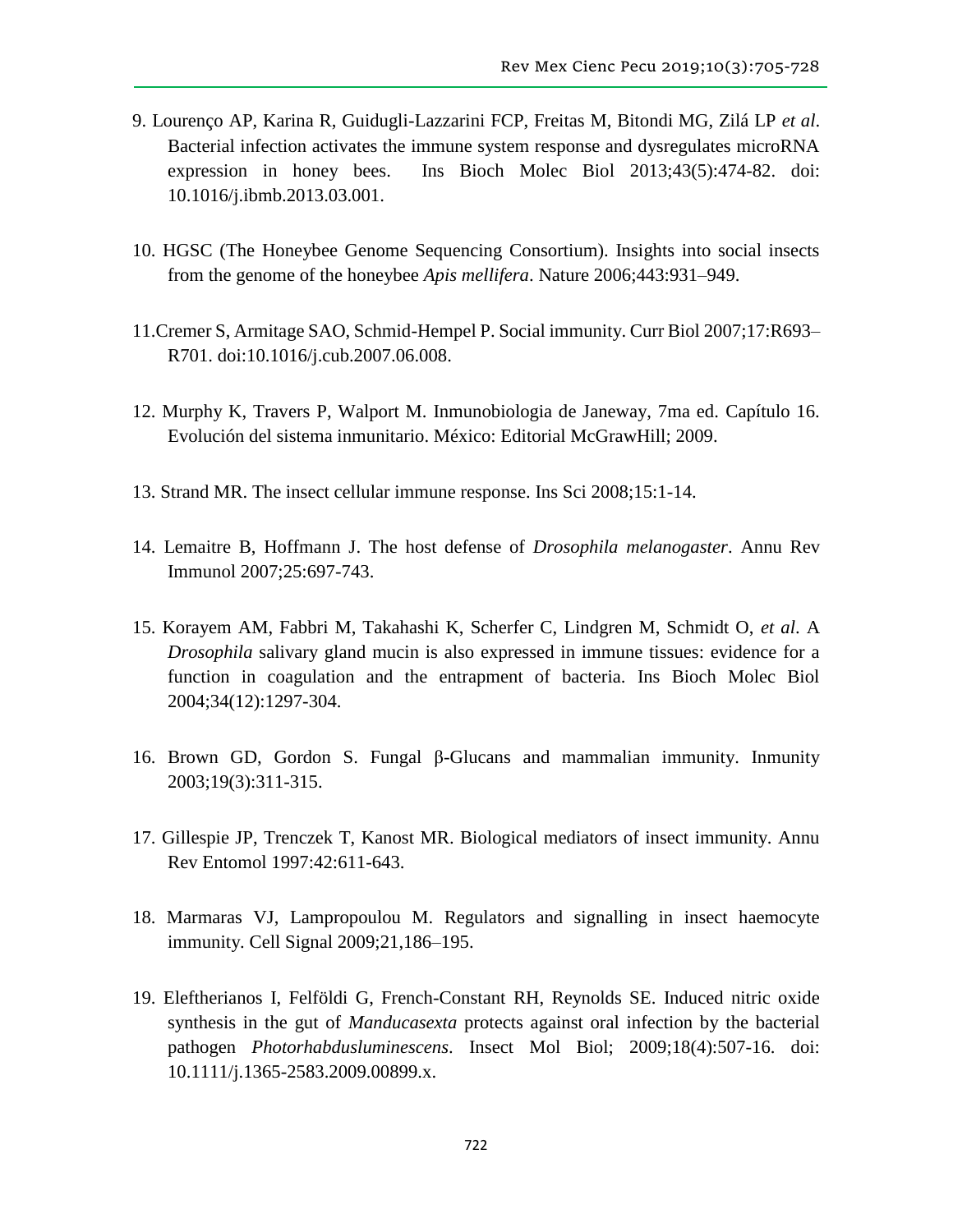9. Lourenço AP, Karina R, Guidugli-Lazzarini FCP, Freitas M, Bitondi MG, Zilá LP *et al*. Bacterial infection activates the immune system response and dysregulates microRNA expression in honey bees. Ins Bioch Molec Biol 2013;43(5):474-82. doi: 10.1016/j.ibmb.2013.03.001.

10. HGSC (The Honeybee Genome Sequencing Consortium). Insights into social insects from the genome of the honeybee *Apis mellifera*. Nature 2006;443:931–949.

11. Cremer S, Armitage SAO, Schmid-Hempel P. Social immunity. Curr Biol 2007;17:R693–R701. doi:10.1016/j.cub.2007.06.008.

12. Murphy K, Travers P, Walport M. Inmunobiologia de Janeway, 7ma ed. Capítulo 16. Evolución del sistema inmunitario. México: Editorial McGrawHill; 2009.

13. Strand MR. The insect cellular immune response. Ins Sci 2008;15:1-14.

14. Lemaitre B, Hoffmann J. The host defense of *Drosophila melanogaster*. Annu Rev Immunol 2007;25:697-743.

15. Korayem AM, Fabbri M, Takahashi K, Scherfer C, Lindgren M, Schmidt O, *et al*. A *Drosophila* salivary gland mucin is also expressed in immune tissues: evidence for a function in coagulation and the entrapment of bacteria. Ins Bioch Molec Biol 2004;34(12):1297-304.

16. Brown GD, Gordon S. Fungal β-Glucans and mammalian immunity. Inmunity 2003;19(3):311-315.

17. Gillespie JP, Trenczek T, Kanost MR. Biological mediators of insect immunity. Annu Rev Entomol 1997:42:611-643.

18. Marmaras VJ, Lampropoulou M. Regulators and signalling in insect haemocyte immunity. Cell Signal 2009;21,186–195.

19. Eleftherianos I, Felföldi G, French-Constant RH, Reynolds SE. Induced nitric oxide synthesis in the gut of *Manducasexta* protects against oral infection by the bacterial pathogen *Photorhabdusluminescens*. Insect Mol Biol; 2009;18(4):507-16. doi: 10.1111/j.1365-2583.2009.00899.x.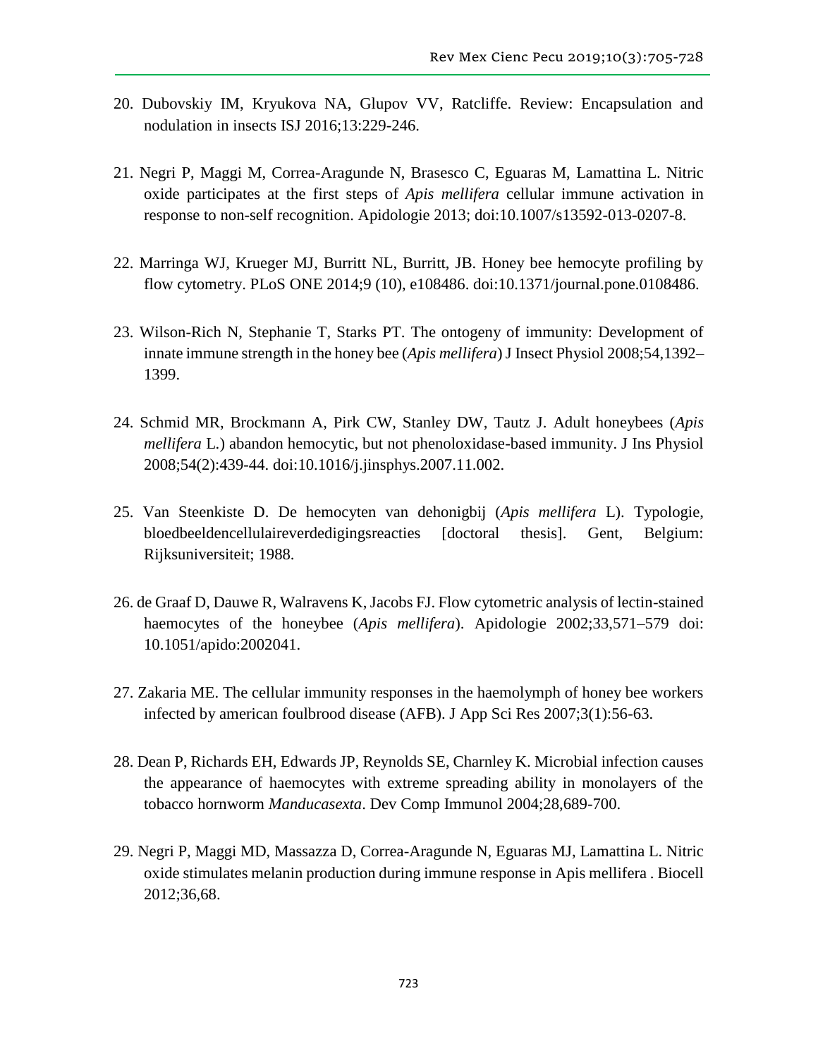20. Dubovskiy IM, Kryukova NA, Glupov VV, Ratcliffe. Review: Encapsulation and nodulation in insects ISJ 2016;13:229-246.

21. Negri P, Maggi M, Correa-Aragunde N, Brasesco C, Eguaras M, Lamattina L. Nitric oxide participates at the first steps of *Apis mellifera* cellular immune activation in response to non-self recognition. Apidologie 2013; doi:10.1007/s13592-013-0207-8.

22. Marringa WJ, Krueger MJ, Burritt NL, Burritt, JB. Honey bee hemocyte profiling by flow cytometry. PLoS ONE 2014;9 (10), e108486. doi:10.1371/journal.pone.0108486.

23. Wilson-Rich N, Stephanie T, Starks PT. The ontogeny of immunity: Development of innate immune strength in the honey bee (*Apis mellifera*) J Insect Physiol 2008;54,1392–1399.

24. Schmid MR, Brockmann A, Pirk CW, Stanley DW, Tautz J. Adult honeybees (*Apis mellifera* L.) abandon hemocytic, but not phenoloxidase-based immunity. J Ins Physiol 2008;54(2):439-44. doi:10.1016/j.jinsphys.2007.11.002.

25. Van Steenkiste D. De hemocyten van dehonigbij (*Apis mellifera* L). Typologie, bloedbeeldencellulaireverdedigingsreacties [doctoral thesis]. Gent, Belgium: Rijksuniversiteit; 1988.

26. de Graaf D, Dauwe R, Walravens K, Jacobs FJ. Flow cytometric analysis of lectin-stained haemocytes of the honeybee (*Apis mellifera*). Apidologie 2002;33,571–579 doi: 10.1051/apido:2002041.

27. Zakaria ME. The cellular immunity responses in the haemolymph of honey bee workers infected by american foulbrood disease (AFB). J App Sci Res 2007;3(1):56-63.

28. Dean P, Richards EH, Edwards JP, Reynolds SE, Charnley K. Microbial infection causes the appearance of haemocytes with extreme spreading ability in monolayers of the tobacco hornworm *Manducasexta*. Dev Comp Immunol 2004;28,689-700.

29. Negri P, Maggi MD, Massazza D, Correa-Aragunde N, Eguaras MJ, Lamattina L. Nitric oxide stimulates melanin production during immune response in Apis mellifera . Biocell 2012;36,68.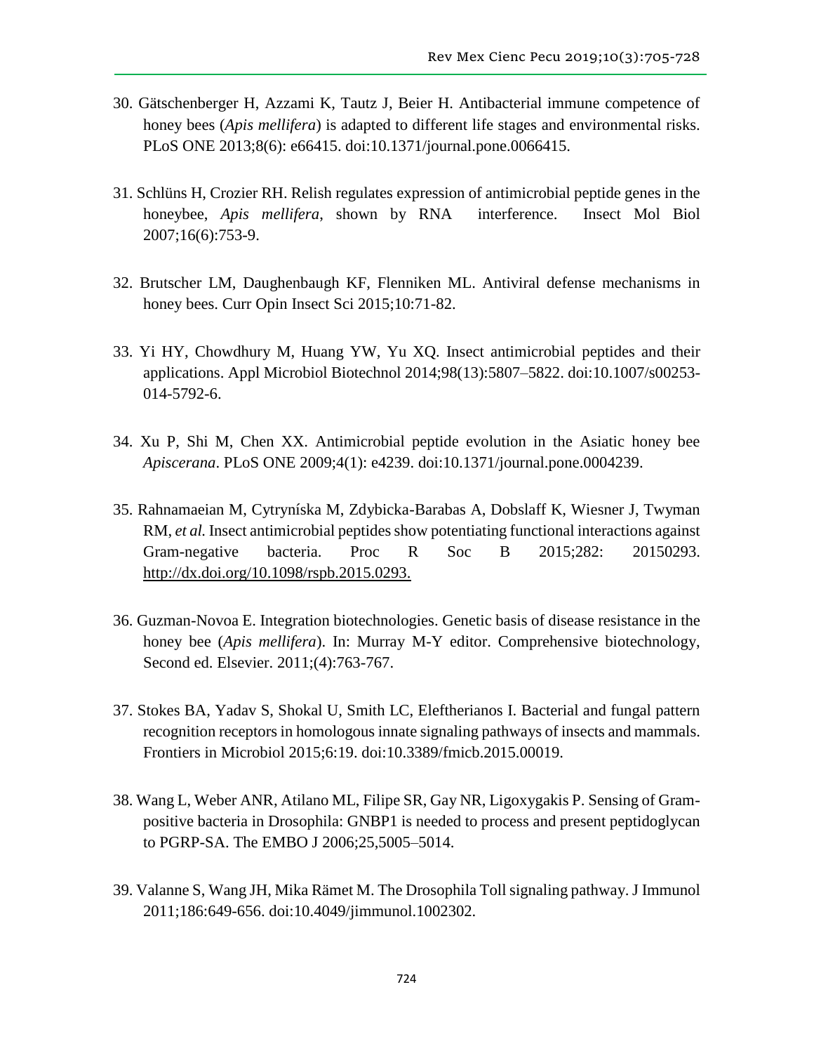30. Gätschenberger H, Azzami K, Tautz J, Beier H. Antibacterial immune competence of honey bees (*Apis mellifera*) is adapted to different life stages and environmental risks. PLoS ONE 2013;8(6): e66415. doi:10.1371/journal.pone.0066415.

31. Schlüns H, Crozier RH. Relish regulates expression of antimicrobial peptide genes in the honeybee, *Apis mellifera*, shown by RNA interference. Insect Mol Biol 2007;16(6):753-9.

32. Brutscher LM, Daughenbaugh KF, Flenniken ML. Antiviral defense mechanisms in honey bees. Curr Opin Insect Sci 2015;10:71-82.

33. Yi HY, Chowdhury M, Huang YW, Yu XQ. Insect antimicrobial peptides and their applications. Appl Microbiol Biotechnol 2014;98(13):5807–5822. doi:10.1007/s00253-014-5792-6.

34. Xu P, Shi M, Chen XX. Antimicrobial peptide evolution in the Asiatic honey bee *Apiscerana*. PLoS ONE 2009;4(1): e4239. doi:10.1371/journal.pone.0004239.

35. Rahnamaeian M, Cytryníska M, Zdybicka-Barabas A, Dobslaff K, Wiesner J, Twyman RM, *et al.* Insect antimicrobial peptides show potentiating functional interactions against Gram-negative bacteria. Proc R Soc B 2015;282: 20150293. http://dx.doi.org/10.1098/rspb.2015.0293.

36. Guzman-Novoa E. Integration biotechnologies. Genetic basis of disease resistance in the honey bee (*Apis mellifera*). In: Murray M-Y editor. Comprehensive biotechnology, Second ed. Elsevier. 2011;(4):763-767.

37. Stokes BA, Yadav S, Shokal U, Smith LC, Eleftherianos I. Bacterial and fungal pattern recognition receptors in homologous innate signaling pathways of insects and mammals. Frontiers in Microbiol 2015;6:19. doi:10.3389/fmicb.2015.00019.

38. Wang L, Weber ANR, Atilano ML, Filipe SR, Gay NR, Ligoxygakis P. Sensing of Gram-positive bacteria in Drosophila: GNBP1 is needed to process and present peptidoglycan to PGRP-SA. The EMBO J 2006;25,5005–5014.

39. Valanne S, Wang JH, Mika Rämet M. The Drosophila Toll signaling pathway. J Immunol 2011;186:649-656. doi:10.4049/jimmunol.1002302.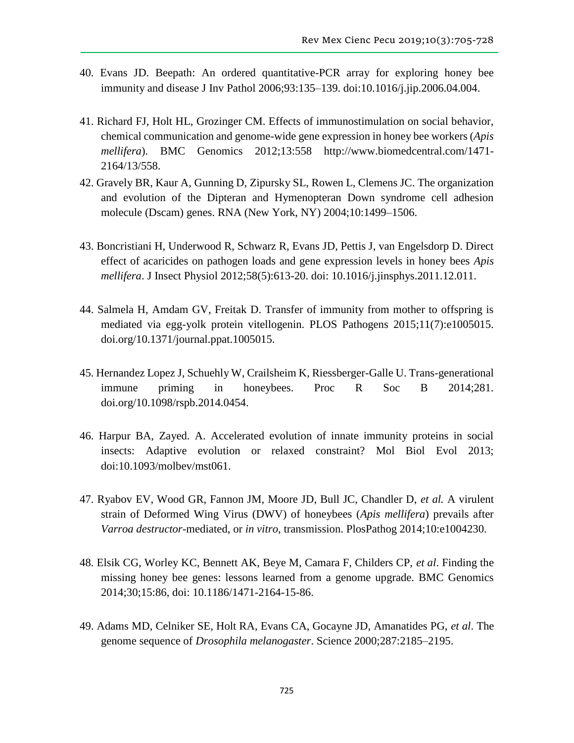40. Evans JD. Beepath: An ordered quantitative-PCR array for exploring honey bee immunity and disease J Inv Pathol 2006;93:135–139. doi:10.1016/j.jip.2006.04.004.

41. Richard FJ, Holt HL, Grozinger CM. Effects of immunostimulation on social behavior, chemical communication and genome-wide gene expression in honey bee workers (*Apis mellifera*). BMC Genomics 2012;13:558 http://www.biomedcentral.com/1471-2164/13/558.

42. Gravely BR, Kaur A, Gunning D, Zipursky SL, Rowen L, Clemens JC. The organization and evolution of the Dipteran and Hymenopteran Down syndrome cell adhesion molecule (Dscam) genes. RNA (New York, NY) 2004;10:1499–1506.

43. Boncristiani H, Underwood R, Schwarz R, Evans JD, Pettis J, van Engelsdorp D. Direct effect of acaricides on pathogen loads and gene expression levels in honey bees *Apis mellifera*. J Insect Physiol 2012;58(5):613-20. doi: 10.1016/j.jinsphys.2011.12.011.

44. Salmela H, Amdam GV, Freitak D. Transfer of immunity from mother to offspring is mediated via egg-yolk protein vitellogenin. PLOS Pathogens 2015;11(7):e1005015. doi.org/10.1371/journal.ppat.1005015.

45. Hernandez Lopez J, Schuehly W, Crailsheim K, Riessberger-Galle U. Trans-generational immune priming in honeybees. Proc R Soc B 2014;281. doi.org/10.1098/rspb.2014.0454.

46. Harpur BA, Zayed. A. Accelerated evolution of innate immunity proteins in social insects: Adaptive evolution or relaxed constraint? Mol Biol Evol 2013; doi:10.1093/molbev/mst061.

47. Ryabov EV, Wood GR, Fannon JM, Moore JD, Bull JC, Chandler D, *et al.* A virulent strain of Deformed Wing Virus (DWV) of honeybees (*Apis mellifera*) prevails after *Varroa destructor*-mediated, or *in vitro*, transmission. PlosPathog 2014;10:e1004230.

48. Elsik CG, Worley KC, Bennett AK, Beye M, Camara F, Childers CP, *et al*. Finding the missing honey bee genes: lessons learned from a genome upgrade. BMC Genomics 2014;30;15:86, doi: 10.1186/1471-2164-15-86.

49. Adams MD, Celniker SE, Holt RA, Evans CA, Gocayne JD, Amanatides PG, *et al*. The genome sequence of *Drosophila melanogaster*. Science 2000;287:2185–2195.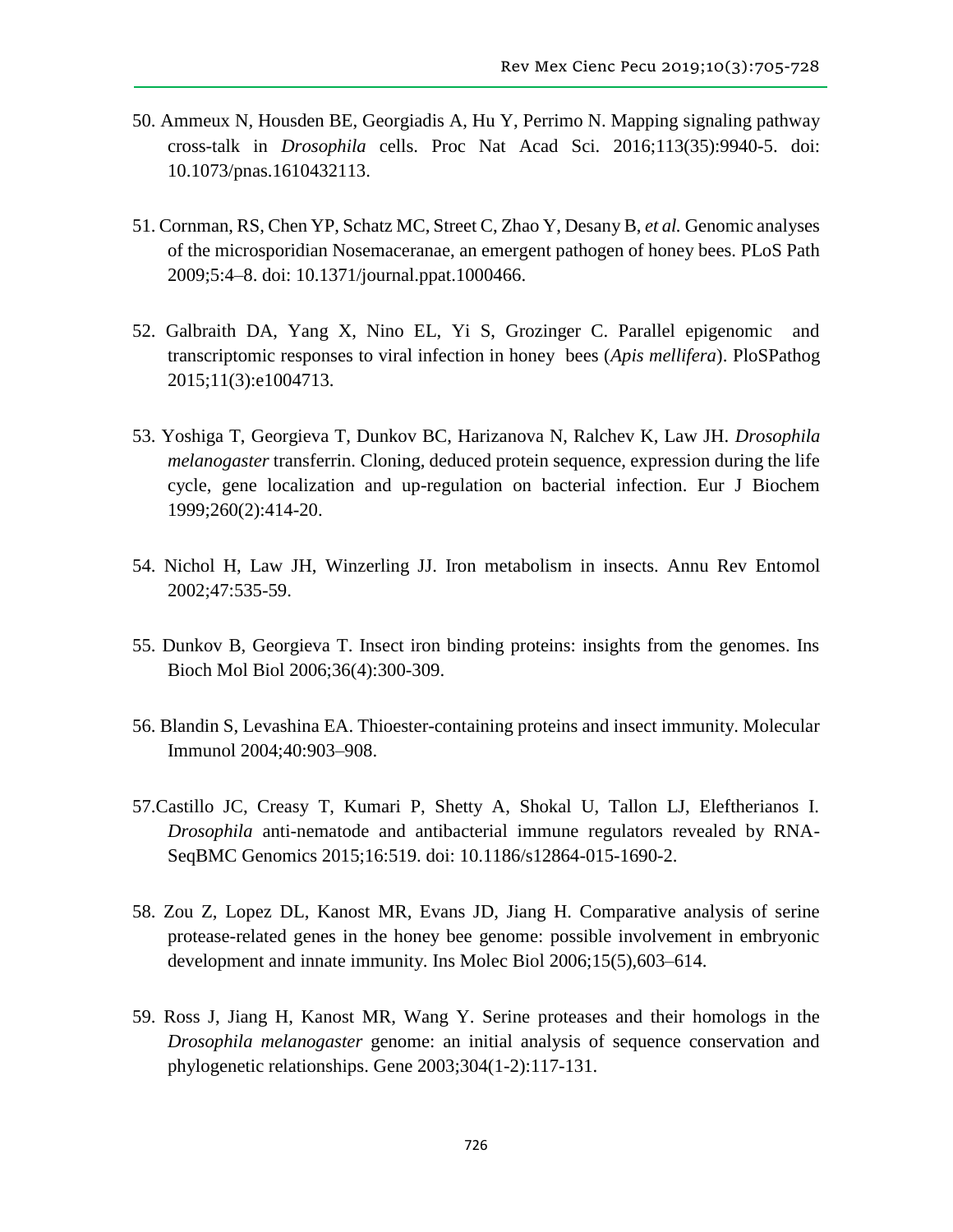50. Ammeux N, Housden BE, Georgiadis A, Hu Y, Perrimo N. Mapping signaling pathway cross-talk in *Drosophila* cells. Proc Nat Acad Sci. 2016;113(35):9940-5. doi: 10.1073/pnas.1610432113.

51. Cornman, RS, Chen YP, Schatz MC, Street C, Zhao Y, Desany B, *et al.* Genomic analyses of the microsporidian Nosemaceranae, an emergent pathogen of honey bees. PLoS Path 2009;5:4–8. doi: 10.1371/journal.ppat.1000466.

52. Galbraith DA, Yang X, Nino EL, Yi S, Grozinger C. Parallel epigenomic and transcriptomic responses to viral infection in honey bees (*Apis mellifera*). PloSPathog 2015;11(3):e1004713.

53. Yoshiga T, Georgieva T, Dunkov BC, Harizanova N, Ralchev K, Law JH. *Drosophila melanogaster* transferrin. Cloning, deduced protein sequence, expression during the life cycle, gene localization and up-regulation on bacterial infection. Eur J Biochem 1999;260(2):414-20.

54. Nichol H, Law JH, Winzerling JJ. Iron metabolism in insects. Annu Rev Entomol 2002;47:535-59.

55. Dunkov B, Georgieva T. Insect iron binding proteins: insights from the genomes. Ins Bioch Mol Biol 2006;36(4):300-309.

56. Blandin S, Levashina EA. Thioester-containing proteins and insect immunity. Molecular Immunol 2004;40:903–908.

57. Castillo JC, Creasy T, Kumari P, Shetty A, Shokal U, Tallon LJ, Eleftherianos I. *Drosophila* anti-nematode and antibacterial immune regulators revealed by RNA-SeqBMC Genomics 2015;16:519. doi: 10.1186/s12864-015-1690-2.

58. Zou Z, Lopez DL, Kanost MR, Evans JD, Jiang H. Comparative analysis of serine protease-related genes in the honey bee genome: possible involvement in embryonic development and innate immunity. Ins Molec Biol 2006;15(5),603–614.

59. Ross J, Jiang H, Kanost MR, Wang Y. Serine proteases and their homologs in the *Drosophila melanogaster* genome: an initial analysis of sequence conservation and phylogenetic relationships. Gene 2003;304(1-2):117-131.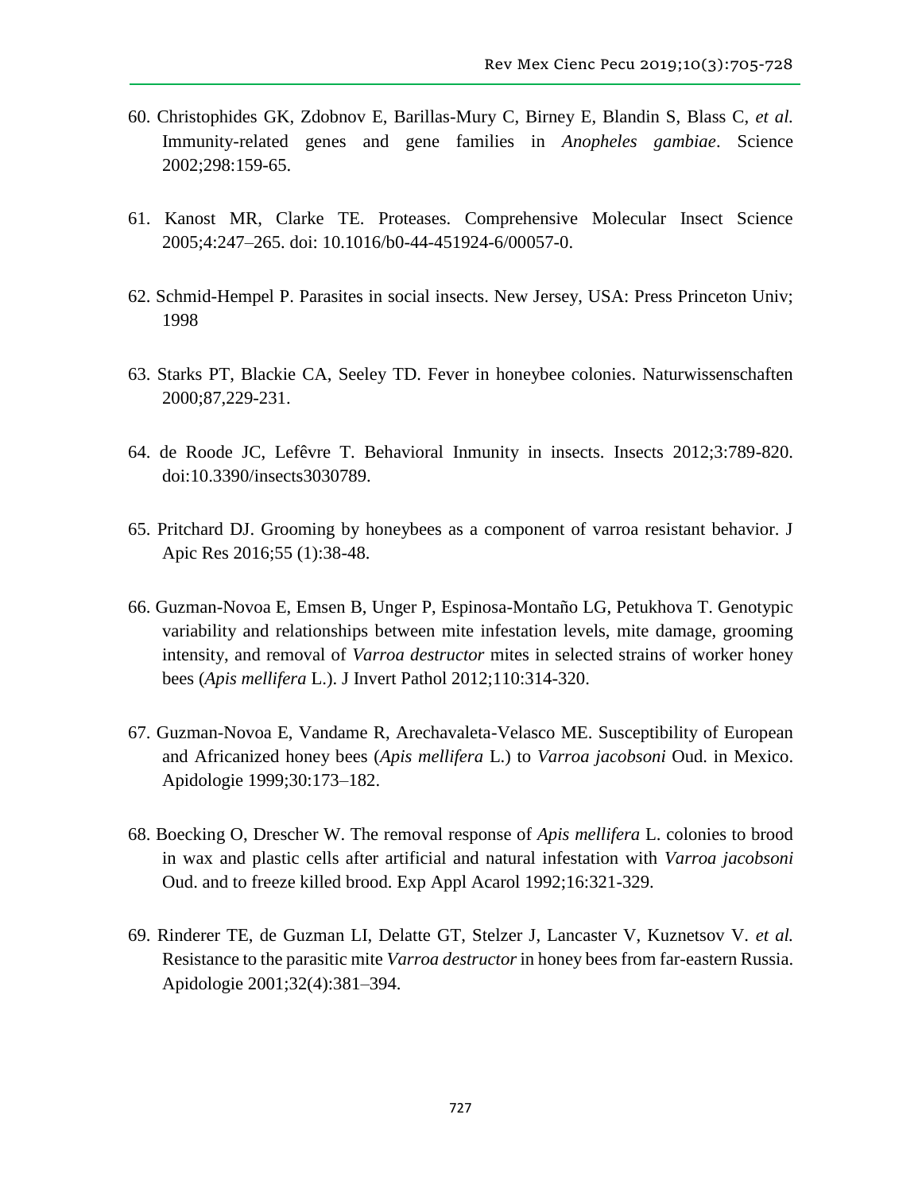60. Christophides GK, Zdobnov E, Barillas-Mury C, Birney E, Blandin S, Blass C, *et al.* Immunity-related genes and gene families in *Anopheles gambiae*. Science 2002;298:159-65.

61. Kanost MR, Clarke TE. Proteases. Comprehensive Molecular Insect Science 2005;4:247–265. doi: 10.1016/b0-44-451924-6/00057-0.

62. Schmid-Hempel P. Parasites in social insects. New Jersey, USA: Press Princeton Univ; 1998

63. Starks PT, Blackie CA, Seeley TD. Fever in honeybee colonies. Naturwissenschaften 2000;87,229-231.

64. de Roode JC, Lefêvre T. Behavioral Inmunity in insects. Insects 2012;3:789-820. doi:10.3390/insects3030789.

65. Pritchard DJ. Grooming by honeybees as a component of varroa resistant behavior. J Apic Res 2016;55 (1):38-48.

66. Guzman-Novoa E, Emsen B, Unger P, Espinosa-Montaño LG, Petukhova T. Genotypic variability and relationships between mite infestation levels, mite damage, grooming intensity, and removal of *Varroa destructor* mites in selected strains of worker honey bees (*Apis mellifera* L.). J Invert Pathol 2012;110:314-320.

67. Guzman-Novoa E, Vandame R, Arechavaleta-Velasco ME. Susceptibility of European and Africanized honey bees (*Apis mellifera* L.) to *Varroa jacobsoni* Oud. in Mexico. Apidologie 1999;30:173–182.

68. Boecking O, Drescher W. The removal response of *Apis mellifera* L. colonies to brood in wax and plastic cells after artificial and natural infestation with *Varroa jacobsoni* Oud. and to freeze killed brood. Exp Appl Acarol 1992;16:321-329.

69. Rinderer TE, de Guzman LI, Delatte GT, Stelzer J, Lancaster V, Kuznetsov V. *et al.* Resistance to the parasitic mite *Varroa destructor* in honey bees from far-eastern Russia. Apidologie 2001;32(4):381–394.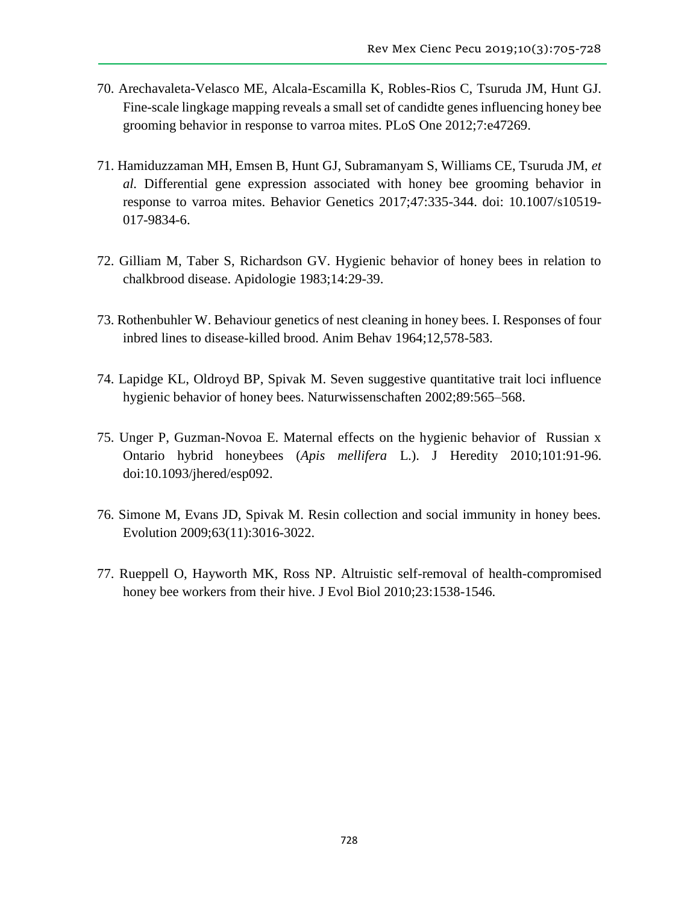70. Arechavaleta-Velasco ME, Alcala-Escamilla K, Robles-Rios C, Tsuruda JM, Hunt GJ. Fine-scale lingkage mapping reveals a small set of candidte genes influencing honey bee grooming behavior in response to varroa mites. PLoS One 2012;7:e47269.

71. Hamiduzzaman MH, Emsen B, Hunt GJ, Subramanyam S, Williams CE, Tsuruda JM, *et al.* Differential gene expression associated with honey bee grooming behavior in response to varroa mites. Behavior Genetics 2017;47:335-344. doi: 10.1007/s10519-017-9834-6.

72. Gilliam M, Taber S, Richardson GV. Hygienic behavior of honey bees in relation to chalkbrood disease. Apidologie 1983;14:29-39.

73. Rothenbuhler W. Behaviour genetics of nest cleaning in honey bees. I. Responses of four inbred lines to disease-killed brood. Anim Behav 1964;12,578-583.

74. Lapidge KL, Oldroyd BP, Spivak M. Seven suggestive quantitative trait loci influence hygienic behavior of honey bees. Naturwissenschaften 2002;89:565–568.

75. Unger P, Guzman-Novoa E. Maternal effects on the hygienic behavior of Russian x Ontario hybrid honeybees (*Apis mellifera* L.). J Heredity 2010;101:91-96. doi:10.1093/jhered/esp092.

76. Simone M, Evans JD, Spivak M. Resin collection and social immunity in honey bees. Evolution 2009;63(11):3016-3022.

77. Rueppell O, Hayworth MK, Ross NP. Altruistic self-removal of health-compromised honey bee workers from their hive. J Evol Biol 2010;23:1538-1546.